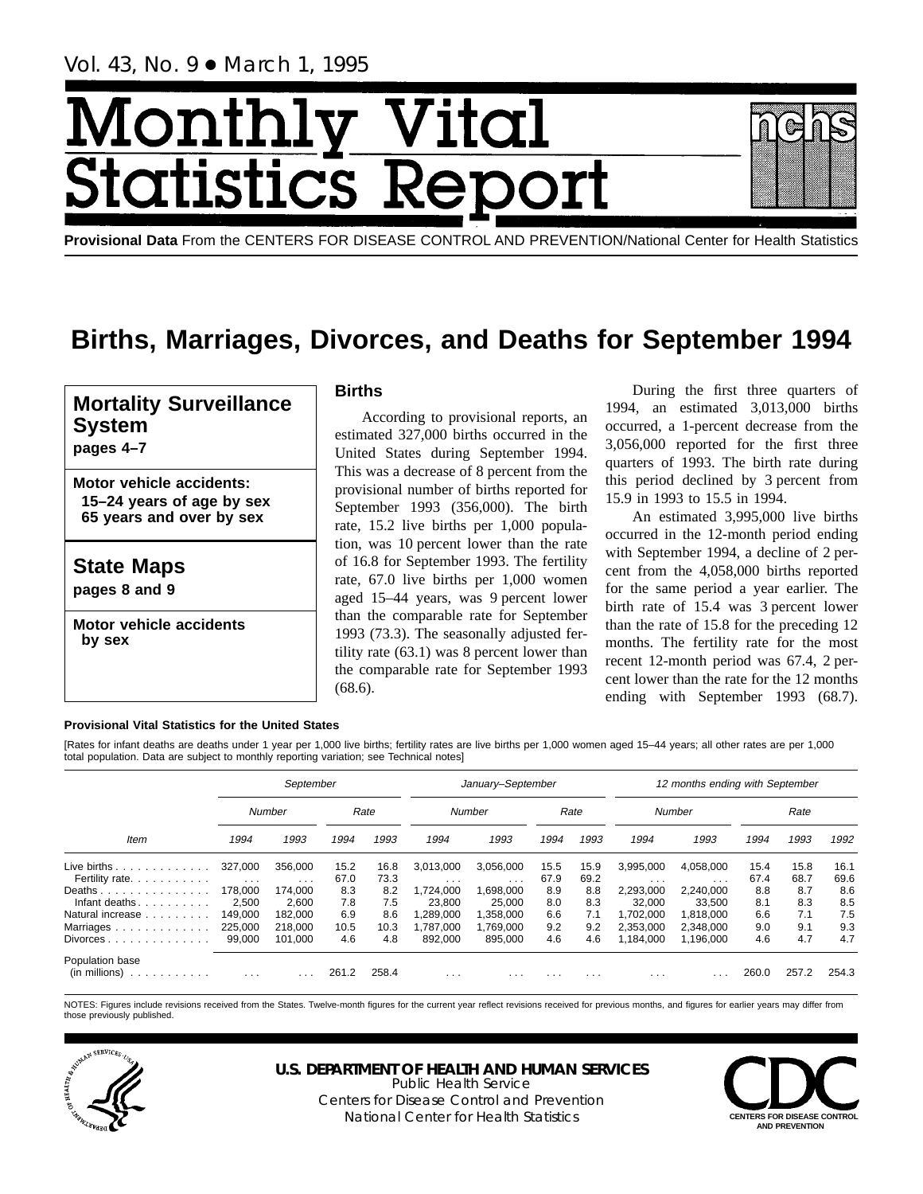Vol. 43, No. 9 • March 1, 1995

# Monthly Vital Statistics Report

**Provisional Data** From the CENTERS FOR DISEASE CONTROL AND PREVENTION/National Center for Health Statistics

# Births, Marriages, Divorces, and Deaths for September 1994

**Mortality Surveillance System**
**pages 4–7**

**Motor vehicle accidents:**
**15–24 years of age by sex**
**65 years and over by sex**

**State Maps**
**pages 8 and 9**

**Motor vehicle accidents by sex**

## Births

According to provisional reports, an estimated 327,000 births occurred in the United States during September 1994. This was a decrease of 8 percent from the provisional number of births reported for September 1993 (356,000). The birth rate, 15.2 live births per 1,000 population, was 10 percent lower than the rate of 16.8 for September 1993. The fertility rate, 67.0 live births per 1,000 women aged 15–44 years, was 9 percent lower than the comparable rate for September 1993 (73.3). The seasonally adjusted fertility rate (63.1) was 8 percent lower than the comparable rate for September 1993 (68.6).

During the first three quarters of 1994, an estimated 3,013,000 births occurred, a 1-percent decrease from the 3,056,000 reported for the first three quarters of 1993. The birth rate during this period declined by 3 percent from 15.9 in 1993 to 15.5 in 1994.

An estimated 3,995,000 live births occurred in the 12-month period ending with September 1994, a decline of 2 percent from the 4,058,000 births reported for the same period a year earlier. The birth rate of 15.4 was 3 percent lower than the rate of 15.8 for the preceding 12 months. The fertility rate for the most recent 12-month period was 67.4, 2 percent lower than the rate for the 12 months ending with September 1993 (68.7).

**Provisional Vital Statistics for the United States**

[Rates for infant deaths are deaths under 1 year per 1,000 live births; fertility rates are live births per 1,000 women aged 15–44 years; all other rates are per 1,000 total population. Data are subject to monthly reporting variation; see Technical notes]

| Item | September | | | | January–September | | | | 12 months ending with September | | | | |
|---|---|---|---|---|---|---|---|---|---|---|---|---|---|
| | Number | | Rate | | Number | | Rate | | Number | | Rate | | |
| | 1994 | 1993 | 1994 | 1993 | 1994 | 1993 | 1994 | 1993 | 1994 | 1993 | 1994 | 1993 | 1992 |
| Live births | 327,000 | 356,000 | 15.2 | 16.8 | 3,013,000 | 3,056,000 | 15.5 | 15.9 | 3,995,000 | 4,058,000 | 15.4 | 15.8 | 16.1 |
| Fertility rate | . . . | . . . | 67.0 | 73.3 | . . . | . . . | 67.9 | 69.2 | . . . | . . . | 67.4 | 68.7 | 69.6 |
| Deaths | 178,000 | 174,000 | 8.3 | 8.2 | 1,724,000 | 1,698,000 | 8.9 | 8.8 | 2,293,000 | 2,240,000 | 8.8 | 8.7 | 8.6 |
| Infant deaths | 2,500 | 2,600 | 7.8 | 7.5 | 23,800 | 25,000 | 8.0 | 8.3 | 32,000 | 33,500 | 8.1 | 8.3 | 8.5 |
| Natural increase | 149,000 | 182,000 | 6.9 | 8.6 | 1,289,000 | 1,358,000 | 6.6 | 7.1 | 1,702,000 | 1,818,000 | 6.6 | 7.1 | 7.5 |
| Marriages | 225,000 | 218,000 | 10.5 | 10.3 | 1,787,000 | 1,769,000 | 9.2 | 9.2 | 2,353,000 | 2,348,000 | 9.0 | 9.1 | 9.3 |
| Divorces | 99,000 | 101,000 | 4.6 | 4.8 | 892,000 | 895,000 | 4.6 | 4.6 | 1,184,000 | 1,196,000 | 4.6 | 4.7 | 4.7 |
| Population base (in millions) | . . . | . . . | 261.2 | 258.4 | . . . | . . . | . . . | . . . | . . . | . . . | 260.0 | 257.2 | 254.3 |

NOTES: Figures include revisions received from the States. Twelve-month figures for the current year reflect revisions received for previous months, and figures for earlier years may differ from those previously published.

**U.S. DEPARTMENT OF HEALTH AND HUMAN SERVICES**
Public Health Service
Centers for Disease Control and Prevention
National Center for Health Statistics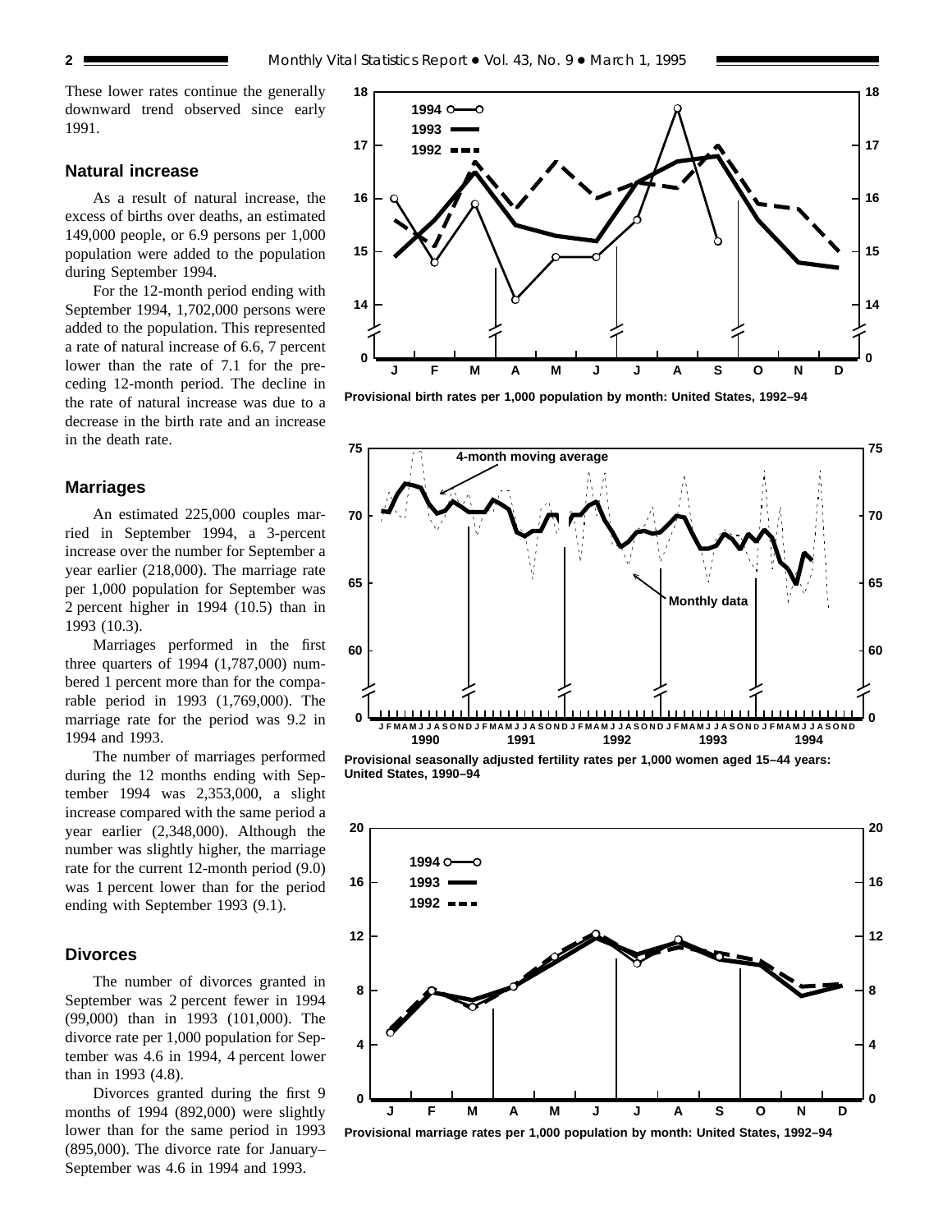These lower rates continue the generally downward trend observed since early 1991.

## Natural increase

As a result of natural increase, the excess of births over deaths, an estimated 149,000 people, or 6.9 persons per 1,000 population were added to the population during September 1994.

For the 12-month period ending with September 1994, 1,702,000 persons were added to the population. This represented a rate of natural increase of 6.6, 7 percent lower than the rate of 7.1 for the preceding 12-month period. The decline in the rate of natural increase was due to a decrease in the birth rate and an increase in the death rate.

## Marriages

An estimated 225,000 couples married in September 1994, a 3-percent increase over the number for September a year earlier (218,000). The marriage rate per 1,000 population for September was 2 percent higher in 1994 (10.5) than in 1993 (10.3).

Marriages performed in the first three quarters of 1994 (1,787,000) numbered 1 percent more than for the comparable period in 1993 (1,769,000). The marriage rate for the period was 9.2 in 1994 and 1993.

The number of marriages performed during the 12 months ending with September 1994 was 2,353,000, a slight increase compared with the same period a year earlier (2,348,000). Although the number was slightly higher, the marriage rate for the current 12-month period (9.0) was 1 percent lower than for the period ending with September 1993 (9.1).

## Divorces

The number of divorces granted in September was 2 percent fewer in 1994 (99,000) than in 1993 (101,000). The divorce rate per 1,000 population for September was 4.6 in 1994, 4 percent lower than in 1993 (4.8).

Divorces granted during the first 9 months of 1994 (892,000) were slightly lower than for the same period in 1993 (895,000). The divorce rate for January–September was 4.6 in 1994 and 1993.

Provisional birth rates per 1,000 population by month: United States, 1992–94

Provisional seasonally adjusted fertility rates per 1,000 women aged 15–44 years: United States, 1990–94

Provisional marriage rates per 1,000 population by month: United States, 1992–94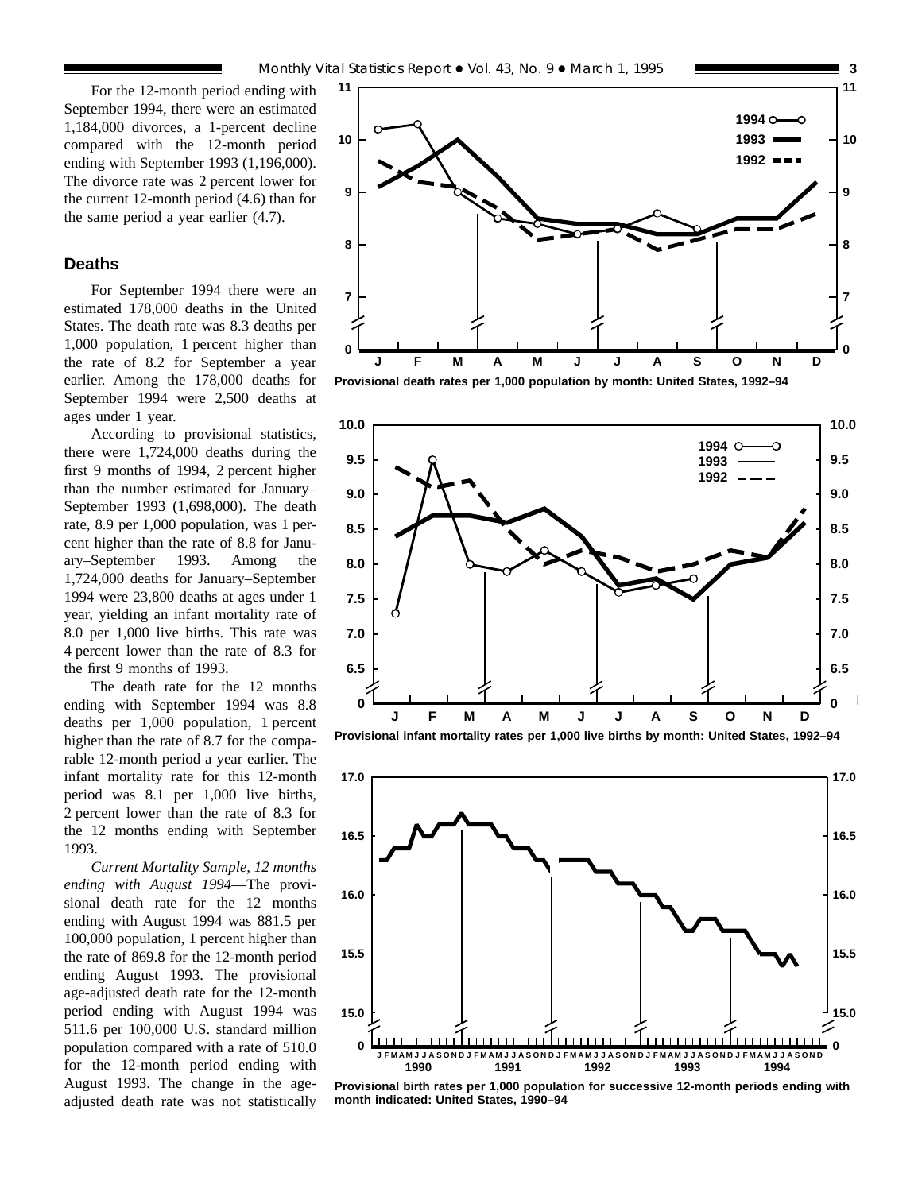For the 12-month period ending with September 1994, there were an estimated 1,184,000 divorces, a 1-percent decline compared with the 12-month period ending with September 1993 (1,196,000). The divorce rate was 2 percent lower for the current 12-month period (4.6) than for the same period a year earlier (4.7).

## Deaths

For September 1994 there were an estimated 178,000 deaths in the United States. The death rate was 8.3 deaths per 1,000 population, 1 percent higher than the rate of 8.2 for September a year earlier. Among the 178,000 deaths for September 1994 were 2,500 deaths at ages under 1 year.

According to provisional statistics, there were 1,724,000 deaths during the first 9 months of 1994, 2 percent higher than the number estimated for January–September 1993 (1,698,000). The death rate, 8.9 per 1,000 population, was 1 percent higher than the rate of 8.8 for January–September 1993. Among the 1,724,000 deaths for January–September 1994 were 23,800 deaths at ages under 1 year, yielding an infant mortality rate of 8.0 per 1,000 live births. This rate was 4 percent lower than the rate of 8.3 for the first 9 months of 1993.

The death rate for the 12 months ending with September 1994 was 8.8 deaths per 1,000 population, 1 percent higher than the rate of 8.7 for the comparable 12-month period a year earlier. The infant mortality rate for this 12-month period was 8.1 per 1,000 live births, 2 percent lower than the rate of 8.3 for the 12 months ending with September 1993.

*Current Mortality Sample, 12 months ending with August 1994*—The provisional death rate for the 12 months ending with August 1994 was 881.5 per 100,000 population, 1 percent higher than the rate of 869.8 for the 12-month period ending August 1993. The provisional age-adjusted death rate for the 12-month period ending with August 1994 was 511.6 per 100,000 U.S. standard million population compared with a rate of 510.0 for the 12-month period ending with August 1993. The change in the age-adjusted death rate was not statistically

**Provisional death rates per 1,000 population by month: United States, 1992–94**

**Provisional infant mortality rates per 1,000 live births by month: United States, 1992–94**

**Provisional birth rates per 1,000 population for successive 12-month periods ending with month indicated: United States, 1990–94**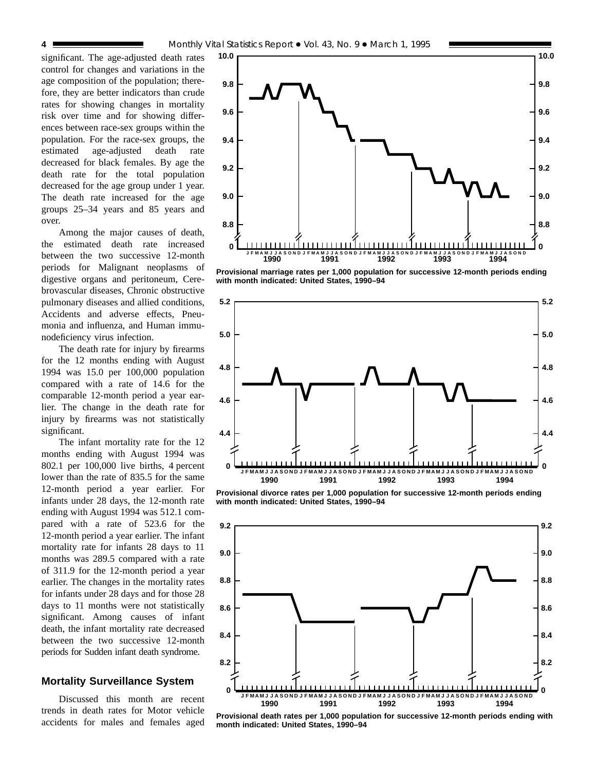significant. The age-adjusted death rates control for changes and variations in the age composition of the population; therefore, they are better indicators than crude rates for showing changes in mortality risk over time and for showing differences between race-sex groups within the population. For the race-sex groups, the estimated age-adjusted death rate decreased for black females. By age the death rate for the total population decreased for the age group under 1 year. The death rate increased for the age groups 25–34 years and 85 years and over.

Among the major causes of death, the estimated death rate increased between the two successive 12-month periods for Malignant neoplasms of digestive organs and peritoneum, Cerebrovascular diseases, Chronic obstructive pulmonary diseases and allied conditions, Accidents and adverse effects, Pneumonia and influenza, and Human immunodeficiency virus infection.

The death rate for injury by firearms for the 12 months ending with August 1994 was 15.0 per 100,000 population compared with a rate of 14.6 for the comparable 12-month period a year earlier. The change in the death rate for injury by firearms was not statistically significant.

The infant mortality rate for the 12 months ending with August 1994 was 802.1 per 100,000 live births, 4 percent lower than the rate of 835.5 for the same 12-month period a year earlier. For infants under 28 days, the 12-month rate ending with August 1994 was 512.1 compared with a rate of 523.6 for the 12-month period a year earlier. The infant mortality rate for infants 28 days to 11 months was 289.5 compared with a rate of 311.9 for the 12-month period a year earlier. The changes in the mortality rates for infants under 28 days and for those 28 days to 11 months were not statistically significant. Among causes of infant death, the infant mortality rate decreased between the two successive 12-month periods for Sudden infant death syndrome.

## Mortality Surveillance System

Discussed this month are recent trends in death rates for Motor vehicle accidents for males and females aged

**Provisional marriage rates per 1,000 population for successive 12-month periods ending with month indicated: United States, 1990–94**

**Provisional divorce rates per 1,000 population for successive 12-month periods ending with month indicated: United States, 1990–94**

**Provisional death rates per 1,000 population for successive 12-month periods ending with month indicated: United States, 1990–94**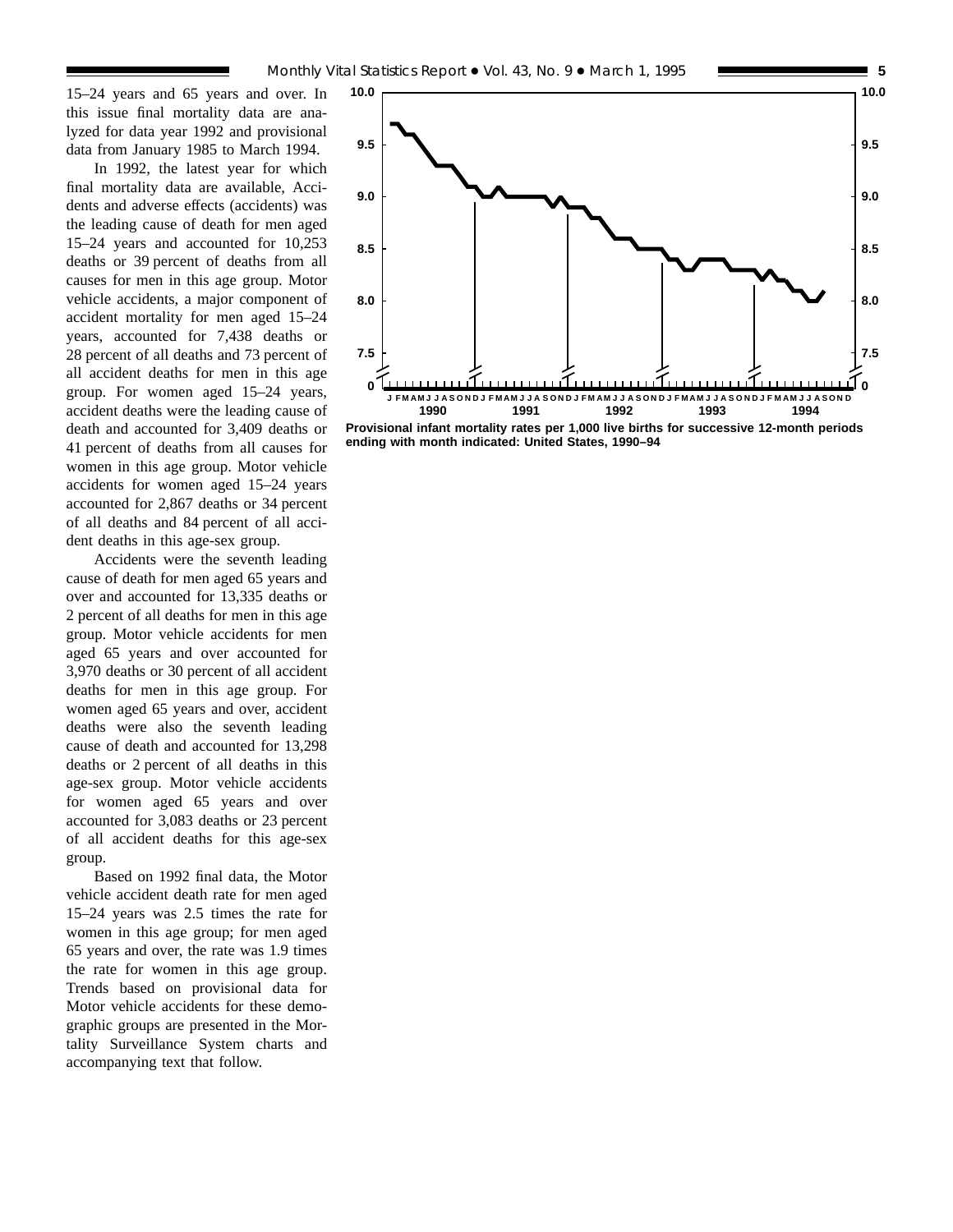15–24 years and 65 years and over. In this issue final mortality data are analyzed for data year 1992 and provisional data from January 1985 to March 1994.

In 1992, the latest year for which final mortality data are available, Accidents and adverse effects (accidents) was the leading cause of death for men aged 15–24 years and accounted for 10,253 deaths or 39 percent of deaths from all causes for men in this age group. Motor vehicle accidents, a major component of accident mortality for men aged 15–24 years, accounted for 7,438 deaths or 28 percent of all deaths and 73 percent of all accident deaths for men in this age group. For women aged 15–24 years, accident deaths were the leading cause of death and accounted for 3,409 deaths or 41 percent of deaths from all causes for women in this age group. Motor vehicle accidents for women aged 15–24 years accounted for 2,867 deaths or 34 percent of all deaths and 84 percent of all accident deaths in this age-sex group.

Accidents were the seventh leading cause of death for men aged 65 years and over and accounted for 13,335 deaths or 2 percent of all deaths for men in this age group. Motor vehicle accidents for men aged 65 years and over accounted for 3,970 deaths or 30 percent of all accident deaths for men in this age group. For women aged 65 years and over, accident deaths were also the seventh leading cause of death and accounted for 13,298 deaths or 2 percent of all deaths in this age-sex group. Motor vehicle accidents for women aged 65 years and over accounted for 3,083 deaths or 23 percent of all accident deaths for this age-sex group.

Based on 1992 final data, the Motor vehicle accident death rate for men aged 15–24 years was 2.5 times the rate for women in this age group; for men aged 65 years and over, the rate was 1.9 times the rate for women in this age group. Trends based on provisional data for Motor vehicle accidents for these demographic groups are presented in the Mortality Surveillance System charts and accompanying text that follow.

**Provisional infant mortality rates per 1,000 live births for successive 12-month periods ending with month indicated: United States, 1990–94**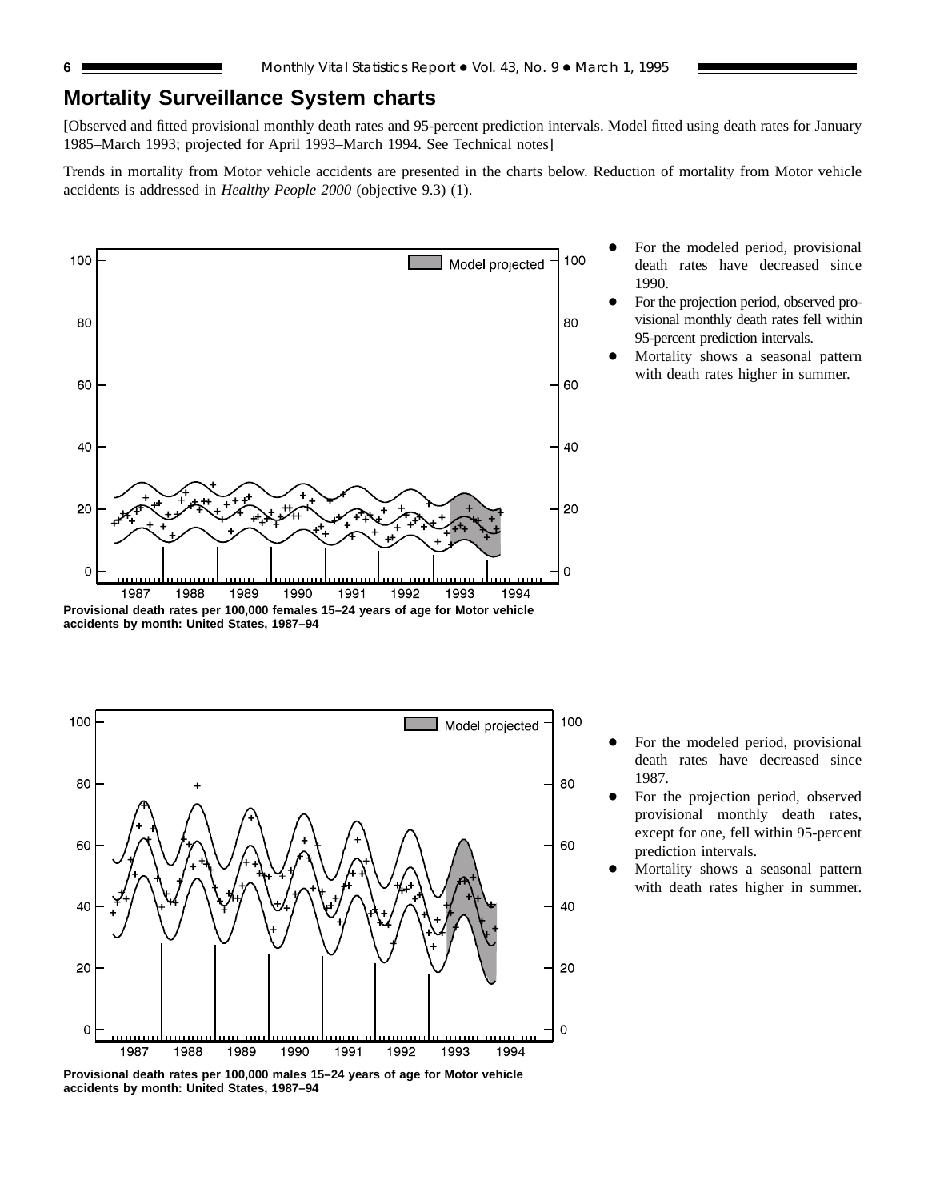## Mortality Surveillance System charts

[Observed and fitted provisional monthly death rates and 95-percent prediction intervals. Model fitted using death rates for January 1985–March 1993; projected for April 1993–March 1994. See Technical notes]

Trends in mortality from Motor vehicle accidents are presented in the charts below. Reduction of mortality from Motor vehicle accidents is addressed in *Healthy People 2000* (objective 9.3) (1).

**Provisional death rates per 100,000 females 15–24 years of age for Motor vehicle accidents by month: United States, 1987–94**

- For the modeled period, provisional death rates have decreased since 1990.
- For the projection period, observed provisional monthly death rates fell within 95-percent prediction intervals.
- Mortality shows a seasonal pattern with death rates higher in summer.

**Provisional death rates per 100,000 males 15–24 years of age for Motor vehicle accidents by month: United States, 1987–94**

- For the modeled period, provisional death rates have decreased since 1987.
- For the projection period, observed provisional monthly death rates, except for one, fell within 95-percent prediction intervals.
- Mortality shows a seasonal pattern with death rates higher in summer.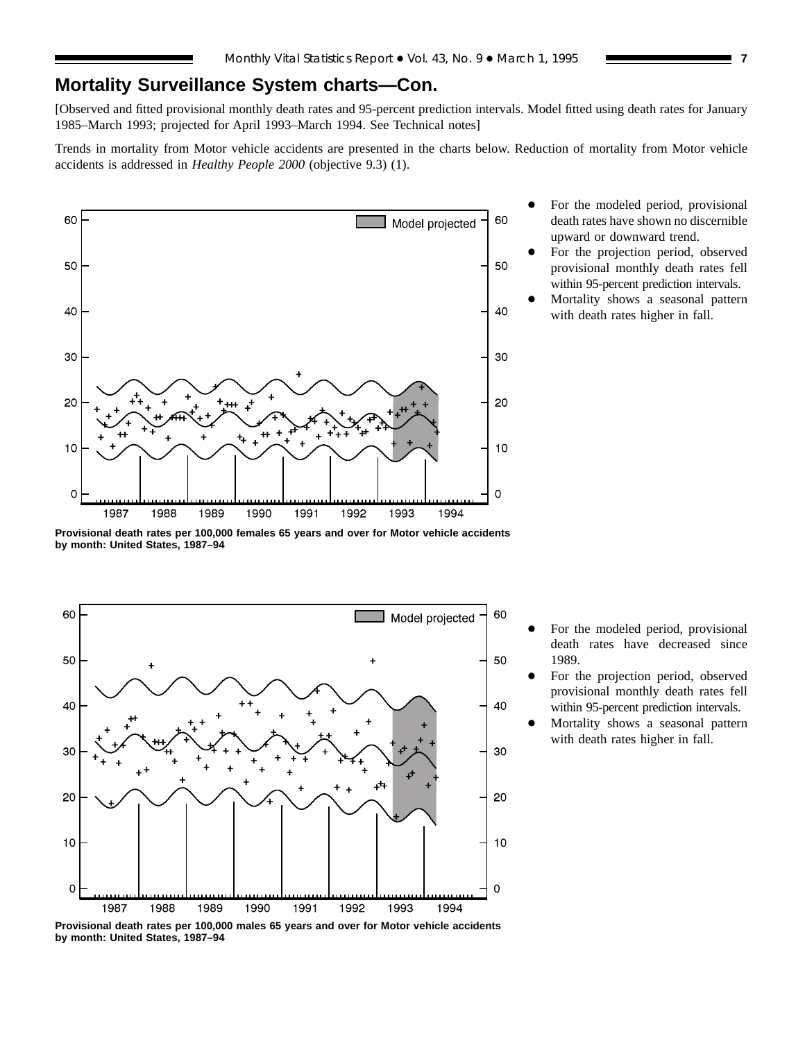## Mortality Surveillance System charts—Con.

[Observed and fitted provisional monthly death rates and 95-percent prediction intervals. Model fitted using death rates for January 1985–March 1993; projected for April 1993–March 1994. See Technical notes]

Trends in mortality from Motor vehicle accidents are presented in the charts below. Reduction of mortality from Motor vehicle accidents is addressed in *Healthy People 2000* (objective 9.3) (1).

- For the modeled period, provisional death rates have shown no discernible upward or downward trend.
- For the projection period, observed provisional monthly death rates fell within 95-percent prediction intervals.
- Mortality shows a seasonal pattern with death rates higher in fall.

**Provisional death rates per 100,000 females 65 years and over for Motor vehicle accidents by month: United States, 1987–94**

- For the modeled period, provisional death rates have decreased since 1989.
- For the projection period, observed provisional monthly death rates fell within 95-percent prediction intervals.
- Mortality shows a seasonal pattern with death rates higher in fall.

**Provisional death rates per 100,000 males 65 years and over for Motor vehicle accidents by month: United States, 1987–94**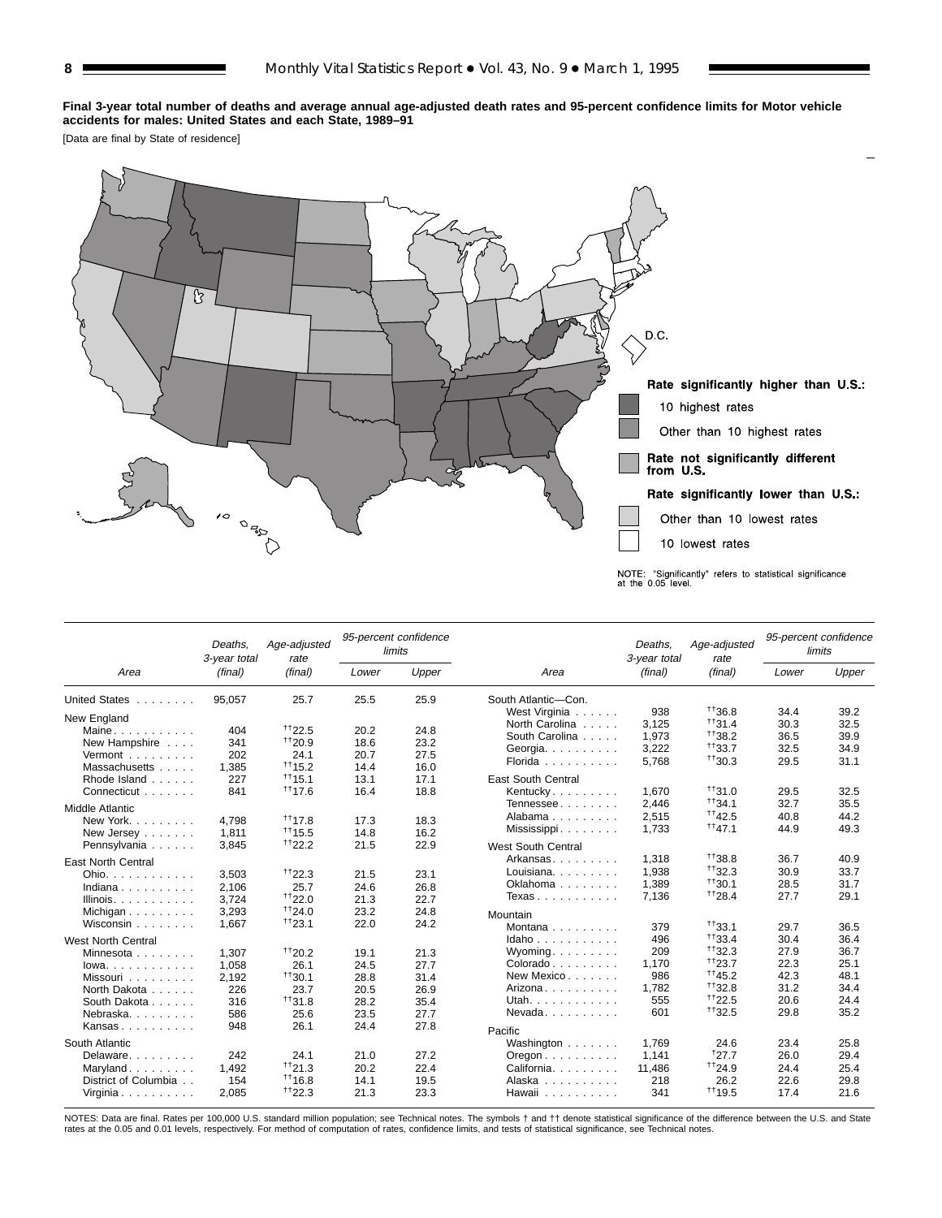**Final 3-year total number of deaths and average annual age-adjusted death rates and 95-percent confidence limits for Motor vehicle accidents for males: United States and each State, 1989–91**

[Data are final by State of residence]

D.C.

Rate significantly higher than U.S.:

10 highest rates

Other than 10 highest rates

Rate not significantly different from U.S.

Rate significantly lower than U.S.:

Other than 10 lowest rates

10 lowest rates

NOTE: "Significantly" refers to statistical significance at the 0.05 level.

| Area | Deaths, 3-year total (final) | Age-adjusted rate (final) | 95-percent confidence limits | |
|---|---|---|---|---|
| | | | Lower | Upper |
| United States | 95,057 | 25.7 | 25.5 | 25.9 |
| **New England** | | | | |
| Maine | 404 | ††22.5 | 20.2 | 24.8 |
| New Hampshire | 341 | ††20.9 | 18.6 | 23.2 |
| Vermont | 202 | 24.1 | 20.7 | 27.5 |
| Massachusetts | 1,385 | ††15.2 | 14.4 | 16.0 |
| Rhode Island | 227 | ††15.1 | 13.1 | 17.1 |
| Connecticut | 841 | ††17.6 | 16.4 | 18.8 |
| **Middle Atlantic** | | | | |
| New York | 4,798 | ††17.8 | 17.3 | 18.3 |
| New Jersey | 1,811 | ††15.5 | 14.8 | 16.2 |
| Pennsylvania | 3,845 | ††22.2 | 21.5 | 22.9 |
| **East North Central** | | | | |
| Ohio | 3,503 | ††22.3 | 21.5 | 23.1 |
| Indiana | 2,106 | 25.7 | 24.6 | 26.8 |
| Illinois | 3,724 | ††22.0 | 21.3 | 22.7 |
| Michigan | 3,293 | ††24.0 | 23.2 | 24.8 |
| Wisconsin | 1,667 | ††23.1 | 22.0 | 24.2 |
| **West North Central** | | | | |
| Minnesota | 1,307 | ††20.2 | 19.1 | 21.3 |
| Iowa | 1,058 | 26.1 | 24.5 | 27.7 |
| Missouri | 2,192 | ††30.1 | 28.8 | 31.4 |
| North Dakota | 226 | 23.7 | 20.5 | 26.9 |
| South Dakota | 316 | ††31.8 | 28.2 | 35.4 |
| Nebraska | 586 | 25.6 | 23.5 | 27.7 |
| Kansas | 948 | 26.1 | 24.4 | 27.8 |
| **South Atlantic** | | | | |
| Delaware | 242 | 24.1 | 21.0 | 27.2 |
| Maryland | 1,492 | ††21.3 | 20.2 | 22.4 |
| District of Columbia | 154 | ††16.8 | 14.1 | 19.5 |
| Virginia | 2,085 | ††22.3 | 21.3 | 23.3 |
| **South Atlantic—Con.** | | | | |
| West Virginia | 938 | ††36.8 | 34.4 | 39.2 |
| North Carolina | 3,125 | ††31.4 | 30.3 | 32.5 |
| South Carolina | 1,973 | ††38.2 | 36.5 | 39.9 |
| Georgia | 3,222 | ††33.7 | 32.5 | 34.9 |
| Florida | 5,768 | ††30.3 | 29.5 | 31.1 |
| **East South Central** | | | | |
| Kentucky | 1,670 | ††31.0 | 29.5 | 32.5 |
| Tennessee | 2,446 | ††34.1 | 32.7 | 35.5 |
| Alabama | 2,515 | ††42.5 | 40.8 | 44.2 |
| Mississippi | 1,733 | ††47.1 | 44.9 | 49.3 |
| **West South Central** | | | | |
| Arkansas | 1,318 | ††38.8 | 36.7 | 40.9 |
| Louisiana | 1,938 | ††32.3 | 30.9 | 33.7 |
| Oklahoma | 1,389 | ††30.1 | 28.5 | 31.7 |
| Texas | 7,136 | ††28.4 | 27.7 | 29.1 |
| **Mountain** | | | | |
| Montana | 379 | ††33.1 | 29.7 | 36.5 |
| Idaho | 496 | ††33.4 | 30.4 | 36.4 |
| Wyoming | 209 | ††32.3 | 27.9 | 36.7 |
| Colorado | 1,170 | ††23.7 | 22.3 | 25.1 |
| New Mexico | 986 | ††45.2 | 42.3 | 48.1 |
| Arizona | 1,782 | ††32.8 | 31.2 | 34.4 |
| Utah | 555 | ††22.5 | 20.6 | 24.4 |
| Nevada | 601 | ††32.5 | 29.8 | 35.2 |
| **Pacific** | | | | |
| Washington | 1,769 | 24.6 | 23.4 | 25.8 |
| Oregon | 1,141 | †27.7 | 26.0 | 29.4 |
| California | 11,486 | ††24.9 | 24.4 | 25.4 |
| Alaska | 218 | 26.2 | 22.6 | 29.8 |
| Hawaii | 341 | ††19.5 | 17.4 | 21.6 |

NOTES: Data are final. Rates per 100,000 U.S. standard million population; see Technical notes. The symbols † and †† denote statistical significance of the difference between the U.S. and State rates at the 0.05 and 0.01 levels, respectively. For method of computation of rates, confidence limits, and tests of statistical significance, see Technical notes.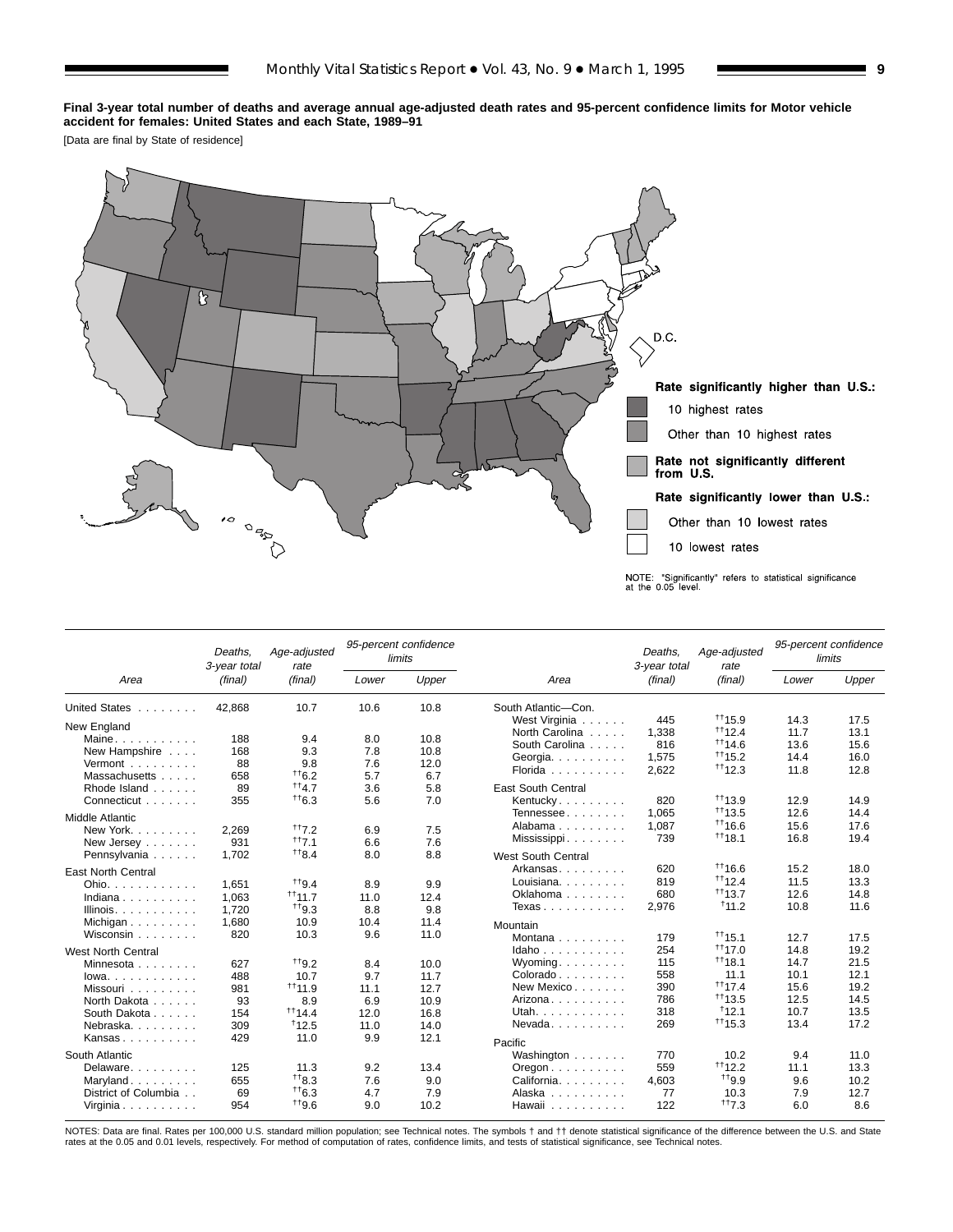**Final 3-year total number of deaths and average annual age-adjusted death rates and 95-percent confidence limits for Motor vehicle accident for females: United States and each State, 1989–91**

[Data are final by State of residence]

Rate significantly higher than U.S.:
- 10 highest rates
- Other than 10 highest rates

Rate not significantly different from U.S.

Rate significantly lower than U.S.:
- Other than 10 lowest rates
- 10 lowest rates

NOTE: "Significantly" refers to statistical significance at the 0.05 level.

| Area | Deaths, 3-year total (final) | Age-adjusted rate (final) | 95-percent confidence limits | |
|---|---|---|---|---|
| | | | Lower | Upper |
| United States | 42,868 | 10.7 | 10.6 | 10.8 |
| **New England** | | | | |
| Maine | 188 | 9.4 | 8.0 | 10.8 |
| New Hampshire | 168 | 9.3 | 7.8 | 10.8 |
| Vermont | 88 | 9.8 | 7.6 | 12.0 |
| Massachusetts | 658 | ††6.2 | 5.7 | 6.7 |
| Rhode Island | 89 | ††4.7 | 3.6 | 5.8 |
| Connecticut | 355 | ††6.3 | 5.6 | 7.0 |
| **Middle Atlantic** | | | | |
| New York | 2,269 | ††7.2 | 6.9 | 7.5 |
| New Jersey | 931 | ††7.1 | 6.6 | 7.6 |
| Pennsylvania | 1,702 | ††8.4 | 8.0 | 8.8 |
| **East North Central** | | | | |
| Ohio | 1,651 | ††9.4 | 8.9 | 9.9 |
| Indiana | 1,063 | ††11.7 | 11.0 | 12.4 |
| Illinois | 1,720 | ††9.3 | 8.8 | 9.8 |
| Michigan | 1,680 | 10.9 | 10.4 | 11.4 |
| Wisconsin | 820 | 10.3 | 9.6 | 11.0 |
| **West North Central** | | | | |
| Minnesota | 627 | ††9.2 | 8.4 | 10.0 |
| Iowa | 488 | 10.7 | 9.7 | 11.7 |
| Missouri | 981 | ††11.9 | 11.1 | 12.7 |
| North Dakota | 93 | 8.9 | 6.9 | 10.9 |
| South Dakota | 154 | ††14.4 | 12.0 | 16.8 |
| Nebraska | 309 | †12.5 | 11.0 | 14.0 |
| Kansas | 429 | 11.0 | 9.9 | 12.1 |
| **South Atlantic** | | | | |
| Delaware | 125 | 11.3 | 9.2 | 13.4 |
| Maryland | 655 | ††8.3 | 7.6 | 9.0 |
| District of Columbia | 69 | ††6.3 | 4.7 | 7.9 |
| Virginia | 954 | ††9.6 | 9.0 | 10.2 |
| **South Atlantic—Con.** | | | | |
| West Virginia | 445 | ††15.9 | 14.3 | 17.5 |
| North Carolina | 1,338 | ††12.4 | 11.7 | 13.1 |
| South Carolina | 816 | ††14.6 | 13.6 | 15.6 |
| Georgia | 1,575 | ††15.2 | 14.4 | 16.0 |
| Florida | 2,622 | ††12.3 | 11.8 | 12.8 |
| **East South Central** | | | | |
| Kentucky | 820 | ††13.9 | 12.9 | 14.9 |
| Tennessee | 1,065 | ††13.5 | 12.6 | 14.4 |
| Alabama | 1,087 | ††16.6 | 15.6 | 17.6 |
| Mississippi | 739 | ††18.1 | 16.8 | 19.4 |
| **West South Central** | | | | |
| Arkansas | 620 | ††16.6 | 15.2 | 18.0 |
| Louisiana | 819 | ††12.4 | 11.5 | 13.3 |
| Oklahoma | 680 | ††13.7 | 12.6 | 14.8 |
| Texas | 2,976 | †11.2 | 10.8 | 11.6 |
| **Mountain** | | | | |
| Montana | 179 | ††15.1 | 12.7 | 17.5 |
| Idaho | 254 | ††17.0 | 14.8 | 19.2 |
| Wyoming | 115 | ††18.1 | 14.7 | 21.5 |
| Colorado | 558 | 11.1 | 10.1 | 12.1 |
| New Mexico | 390 | ††17.4 | 15.6 | 19.2 |
| Arizona | 786 | ††13.5 | 12.5 | 14.5 |
| Utah | 318 | †12.1 | 10.7 | 13.5 |
| Nevada | 269 | ††15.3 | 13.4 | 17.2 |
| **Pacific** | | | | |
| Washington | 770 | 10.2 | 9.4 | 11.0 |
| Oregon | 559 | ††12.2 | 11.1 | 13.3 |
| California | 4,603 | ††9.9 | 9.6 | 10.2 |
| Alaska | 77 | 10.3 | 7.9 | 12.7 |
| Hawaii | 122 | ††7.3 | 6.0 | 8.6 |

NOTES: Data are final. Rates per 100,000 U.S. standard million population; see Technical notes. The symbols † and †† denote statistical significance of the difference between the U.S. and State rates at the 0.05 and 0.01 levels, respectively. For method of computation of rates, confidence limits, and tests of statistical significance, see Technical notes.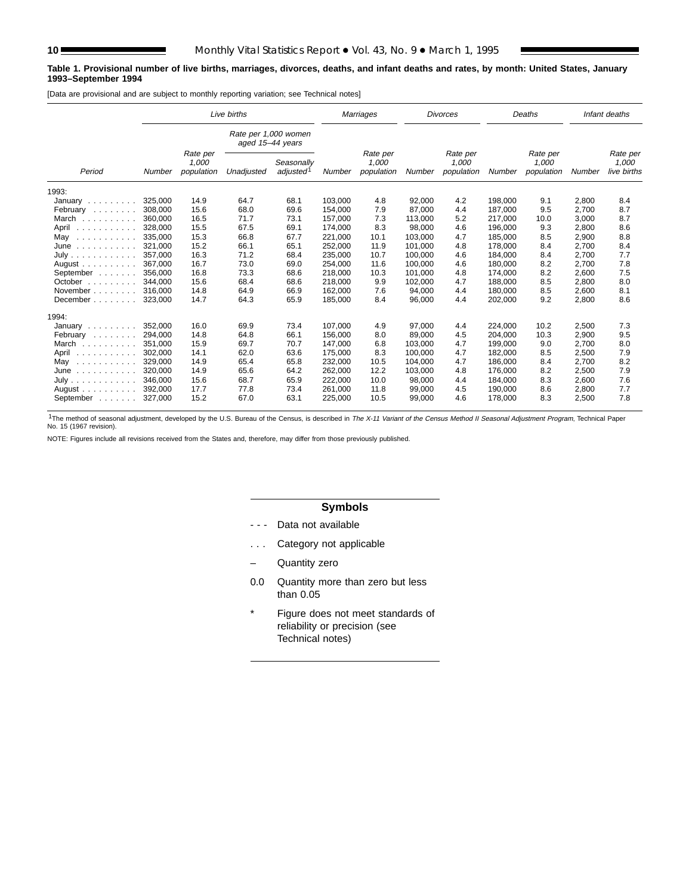**Table 1. Provisional number of live births, marriages, divorces, deaths, and infant deaths and rates, by month: United States, January 1993–September 1994**

[Data are provisional and are subject to monthly reporting variation; see Technical notes]

| Period | Live births | | | | Marriages | | Divorces | | Deaths | | Infant deaths | |
|---|---|---|---|---|---|---|---|---|---|---|---|---|
| | | | Rate per 1,000 women aged 15–44 years | | | | | | | | | |
| | Number | Rate per 1,000 population | Unadjusted | Seasonally adjusted[1] | Number | Rate per 1,000 population | Number | Rate per 1,000 population | Number | Rate per 1,000 population | Number | Rate per 1,000 live births |
| 1993: | | | | | | | | | | | | |
| January | 325,000 | 14.9 | 64.7 | 68.1 | 103,000 | 4.8 | 92,000 | 4.2 | 198,000 | 9.1 | 2,800 | 8.4 |
| February | 308,000 | 15.6 | 68.0 | 69.6 | 154,000 | 7.9 | 87,000 | 4.4 | 187,000 | 9.5 | 2,700 | 8.7 |
| March | 360,000 | 16.5 | 71.7 | 73.1 | 157,000 | 7.3 | 113,000 | 5.2 | 217,000 | 10.0 | 3,000 | 8.7 |
| April | 328,000 | 15.5 | 67.5 | 69.1 | 174,000 | 8.3 | 98,000 | 4.6 | 196,000 | 9.3 | 2,800 | 8.6 |
| May | 335,000 | 15.3 | 66.8 | 67.7 | 221,000 | 10.1 | 103,000 | 4.7 | 185,000 | 8.5 | 2,900 | 8.8 |
| June | 321,000 | 15.2 | 66.1 | 65.1 | 252,000 | 11.9 | 101,000 | 4.8 | 178,000 | 8.4 | 2,700 | 8.4 |
| July | 357,000 | 16.3 | 71.2 | 68.4 | 235,000 | 10.7 | 100,000 | 4.6 | 184,000 | 8.4 | 2,700 | 7.7 |
| August | 367,000 | 16.7 | 73.0 | 69.0 | 254,000 | 11.6 | 100,000 | 4.6 | 180,000 | 8.2 | 2,700 | 7.8 |
| September | 356,000 | 16.8 | 73.3 | 68.6 | 218,000 | 10.3 | 101,000 | 4.8 | 174,000 | 8.2 | 2,600 | 7.5 |
| October | 344,000 | 15.6 | 68.4 | 68.6 | 218,000 | 9.9 | 102,000 | 4.7 | 188,000 | 8.5 | 2,800 | 8.0 |
| November | 316,000 | 14.8 | 64.9 | 66.9 | 162,000 | 7.6 | 94,000 | 4.4 | 180,000 | 8.5 | 2,600 | 8.1 |
| December | 323,000 | 14.7 | 64.3 | 65.9 | 185,000 | 8.4 | 96,000 | 4.4 | 202,000 | 9.2 | 2,800 | 8.6 |
| 1994: | | | | | | | | | | | | |
| January | 352,000 | 16.0 | 69.9 | 73.4 | 107,000 | 4.9 | 97,000 | 4.4 | 224,000 | 10.2 | 2,500 | 7.3 |
| February | 294,000 | 14.8 | 64.8 | 66.1 | 156,000 | 8.0 | 89,000 | 4.5 | 204,000 | 10.3 | 2,900 | 9.5 |
| March | 351,000 | 15.9 | 69.7 | 70.7 | 147,000 | 6.8 | 103,000 | 4.7 | 199,000 | 9.0 | 2,700 | 8.0 |
| April | 302,000 | 14.1 | 62.0 | 63.6 | 175,000 | 8.3 | 100,000 | 4.7 | 182,000 | 8.5 | 2,500 | 7.9 |
| May | 329,000 | 14.9 | 65.4 | 65.8 | 232,000 | 10.5 | 104,000 | 4.7 | 186,000 | 8.4 | 2,700 | 8.2 |
| June | 320,000 | 14.9 | 65.6 | 64.2 | 262,000 | 12.2 | 103,000 | 4.8 | 176,000 | 8.2 | 2,500 | 7.9 |
| July | 346,000 | 15.6 | 68.7 | 65.9 | 222,000 | 10.0 | 98,000 | 4.4 | 184,000 | 8.3 | 2,600 | 7.6 |
| August | 392,000 | 17.7 | 77.8 | 73.4 | 261,000 | 11.8 | 99,000 | 4.5 | 190,000 | 8.6 | 2,800 | 7.7 |
| September | 327,000 | 15.2 | 67.0 | 63.1 | 225,000 | 10.5 | 99,000 | 4.6 | 178,000 | 8.3 | 2,500 | 7.8 |

[1]The method of seasonal adjustment, developed by the U.S. Bureau of the Census, is described in *The X-11 Variant of the Census Method II Seasonal Adjustment Program*, Technical Paper No. 15 (1967 revision).

NOTE: Figures include all revisions received from the States and, therefore, may differ from those previously published.

## Symbols

- - - Data not available

. . . Category not applicable

– Quantity zero

0.0 Quantity more than zero but less than 0.05

* Figure does not meet standards of reliability or precision (see Technical notes)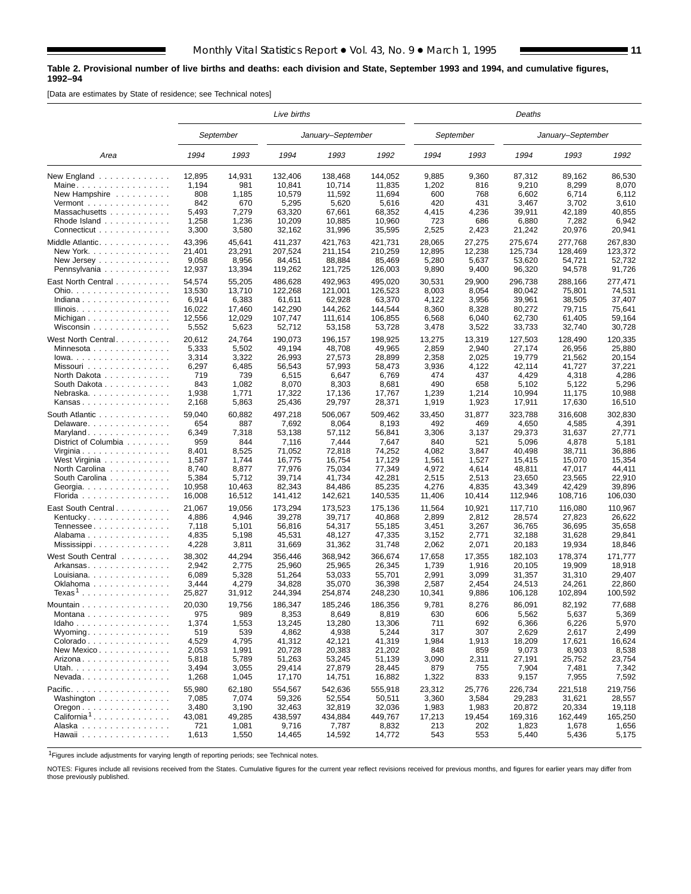**Table 2. Provisional number of live births and deaths: each division and State, September 1993 and 1994, and cumulative figures, 1992–94**

[Data are estimates by State of residence; see Technical notes]

| Area | Live births | | | | | Deaths | | | | |
|---|---|---|---|---|---|---|---|---|---|---|
| | September | | January–September | | | September | | January–September | | |
| | 1994 | 1993 | 1994 | 1993 | 1992 | 1994 | 1993 | 1994 | 1993 | 1992 |
| New England | 12,895 | 14,931 | 132,406 | 138,468 | 144,052 | 9,885 | 9,360 | 87,312 | 89,162 | 86,530 |
| Maine | 1,194 | 981 | 10,841 | 10,714 | 11,835 | 1,202 | 816 | 9,210 | 8,299 | 8,070 |
| New Hampshire | 808 | 1,185 | 10,579 | 11,592 | 11,694 | 600 | 768 | 6,602 | 6,714 | 6,112 |
| Vermont | 842 | 670 | 5,295 | 5,620 | 5,616 | 420 | 431 | 3,467 | 3,702 | 3,610 |
| Massachusetts | 5,493 | 7,279 | 63,320 | 67,661 | 68,352 | 4,415 | 4,236 | 39,911 | 42,189 | 40,855 |
| Rhode Island | 1,258 | 1,236 | 10,209 | 10,885 | 10,960 | 723 | 686 | 6,880 | 7,282 | 6,942 |
| Connecticut | 3,300 | 3,580 | 32,162 | 31,996 | 35,595 | 2,525 | 2,423 | 21,242 | 20,976 | 20,941 |
| Middle Atlantic | 43,396 | 45,641 | 411,237 | 421,763 | 421,731 | 28,065 | 27,275 | 275,674 | 277,768 | 267,830 |
| New York | 21,401 | 23,291 | 207,524 | 211,154 | 210,259 | 12,895 | 12,238 | 125,734 | 128,469 | 123,372 |
| New Jersey | 9,058 | 8,956 | 84,451 | 88,884 | 85,469 | 5,280 | 5,637 | 53,620 | 54,721 | 52,732 |
| Pennsylvania | 12,937 | 13,394 | 119,262 | 121,725 | 126,003 | 9,890 | 9,400 | 96,320 | 94,578 | 91,726 |
| East North Central | 54,574 | 55,205 | 486,628 | 492,963 | 495,020 | 30,531 | 29,900 | 296,738 | 288,166 | 277,471 |
| Ohio | 13,530 | 13,710 | 122,268 | 121,001 | 126,523 | 8,003 | 8,054 | 80,042 | 75,801 | 74,531 |
| Indiana | 6,914 | 6,383 | 61,611 | 62,928 | 63,370 | 4,122 | 3,956 | 39,961 | 38,505 | 37,407 |
| Illinois | 16,022 | 17,460 | 142,290 | 144,262 | 144,544 | 8,360 | 8,328 | 80,272 | 79,715 | 75,641 |
| Michigan | 12,556 | 12,029 | 107,747 | 111,614 | 106,855 | 6,568 | 6,040 | 62,730 | 61,405 | 59,164 |
| Wisconsin | 5,552 | 5,623 | 52,712 | 53,158 | 53,728 | 3,478 | 3,522 | 33,733 | 32,740 | 30,728 |
| West North Central | 20,612 | 24,764 | 190,073 | 196,157 | 198,925 | 13,275 | 13,319 | 127,503 | 128,490 | 120,335 |
| Minnesota | 5,333 | 5,502 | 49,194 | 48,708 | 49,965 | 2,859 | 2,940 | 27,174 | 26,956 | 25,880 |
| Iowa | 3,314 | 3,322 | 26,993 | 27,573 | 28,899 | 2,358 | 2,025 | 19,779 | 21,562 | 20,154 |
| Missouri | 6,297 | 6,485 | 56,543 | 57,993 | 58,473 | 3,936 | 4,122 | 42,114 | 41,727 | 37,221 |
| North Dakota | 719 | 739 | 6,515 | 6,647 | 6,769 | 474 | 437 | 4,429 | 4,318 | 4,286 |
| South Dakota | 843 | 1,082 | 8,070 | 8,303 | 8,681 | 490 | 658 | 5,102 | 5,122 | 5,296 |
| Nebraska | 1,938 | 1,771 | 17,322 | 17,136 | 17,767 | 1,239 | 1,214 | 10,994 | 11,175 | 10,988 |
| Kansas | 2,168 | 5,863 | 25,436 | 29,797 | 28,371 | 1,919 | 1,923 | 17,911 | 17,630 | 16,510 |
| South Atlantic | 59,040 | 60,882 | 497,218 | 506,067 | 509,462 | 33,450 | 31,877 | 323,788 | 316,608 | 302,830 |
| Delaware | 654 | 887 | 7,692 | 8,064 | 8,193 | 492 | 469 | 4,650 | 4,585 | 4,391 |
| Maryland | 6,349 | 7,318 | 53,138 | 57,112 | 56,841 | 3,306 | 3,137 | 29,373 | 31,637 | 27,771 |
| District of Columbia | 959 | 844 | 7,116 | 7,444 | 7,647 | 840 | 521 | 5,096 | 4,878 | 5,181 |
| Virginia | 8,401 | 8,525 | 71,052 | 72,818 | 74,252 | 4,082 | 3,847 | 40,498 | 38,711 | 36,886 |
| West Virginia | 1,587 | 1,744 | 16,775 | 16,754 | 17,129 | 1,561 | 1,527 | 15,415 | 15,070 | 15,354 |
| North Carolina | 8,740 | 8,877 | 77,976 | 75,034 | 77,349 | 4,972 | 4,614 | 48,811 | 47,017 | 44,411 |
| South Carolina | 5,384 | 5,712 | 39,714 | 41,734 | 42,281 | 2,515 | 2,513 | 23,650 | 23,565 | 22,910 |
| Georgia | 10,958 | 10,463 | 82,343 | 84,486 | 85,235 | 4,276 | 4,835 | 43,349 | 42,429 | 39,896 |
| Florida | 16,008 | 16,512 | 141,412 | 142,621 | 140,535 | 11,406 | 10,414 | 112,946 | 108,716 | 106,030 |
| East South Central | 21,067 | 19,056 | 173,294 | 173,523 | 175,136 | 11,564 | 10,921 | 117,710 | 116,080 | 110,967 |
| Kentucky | 4,886 | 4,946 | 39,278 | 39,717 | 40,868 | 2,899 | 2,812 | 28,574 | 27,823 | 26,622 |
| Tennessee | 7,118 | 5,101 | 56,816 | 54,317 | 55,185 | 3,451 | 3,267 | 36,765 | 36,695 | 35,658 |
| Alabama | 4,835 | 5,198 | 45,531 | 48,127 | 47,335 | 3,152 | 2,771 | 32,188 | 31,628 | 29,841 |
| Mississippi | 4,228 | 3,811 | 31,669 | 31,362 | 31,748 | 2,062 | 2,071 | 20,183 | 19,934 | 18,846 |
| West South Central | 38,302 | 44,294 | 356,446 | 368,942 | 366,674 | 17,658 | 17,355 | 182,103 | 178,374 | 171,777 |
| Arkansas | 2,942 | 2,775 | 25,960 | 25,965 | 26,345 | 1,739 | 1,916 | 20,105 | 19,909 | 18,918 |
| Louisiana | 6,089 | 5,328 | 51,264 | 53,033 | 55,701 | 2,991 | 3,099 | 31,357 | 31,310 | 29,407 |
| Oklahoma | 3,444 | 4,279 | 34,828 | 35,070 | 36,398 | 2,587 | 2,454 | 24,513 | 24,261 | 22,860 |
| Texas[1] | 25,827 | 31,912 | 244,394 | 254,874 | 248,230 | 10,341 | 9,886 | 106,128 | 102,894 | 100,592 |
| Mountain | 20,030 | 19,756 | 186,347 | 185,246 | 186,356 | 9,781 | 8,276 | 86,091 | 82,192 | 77,688 |
| Montana | 975 | 989 | 8,353 | 8,649 | 8,819 | 630 | 606 | 5,562 | 5,637 | 5,369 |
| Idaho | 1,374 | 1,553 | 13,245 | 13,280 | 13,306 | 711 | 692 | 6,366 | 6,226 | 5,970 |
| Wyoming | 519 | 539 | 4,862 | 4,938 | 5,244 | 317 | 307 | 2,629 | 2,617 | 2,499 |
| Colorado | 4,529 | 4,795 | 41,312 | 42,121 | 41,319 | 1,984 | 1,913 | 18,209 | 17,621 | 16,624 |
| New Mexico | 2,053 | 1,991 | 20,728 | 20,383 | 21,202 | 848 | 859 | 9,073 | 8,903 | 8,538 |
| Arizona | 5,818 | 5,789 | 51,263 | 53,245 | 51,139 | 3,090 | 2,311 | 27,191 | 25,752 | 23,754 |
| Utah | 3,494 | 3,055 | 29,414 | 27,879 | 28,445 | 879 | 755 | 7,904 | 7,481 | 7,342 |
| Nevada | 1,268 | 1,045 | 17,170 | 14,751 | 16,882 | 1,322 | 833 | 9,157 | 7,955 | 7,592 |
| Pacific | 55,980 | 62,180 | 554,567 | 542,636 | 555,918 | 23,312 | 25,776 | 226,734 | 221,518 | 219,756 |
| Washington | 7,085 | 7,074 | 59,326 | 52,554 | 50,511 | 3,360 | 3,584 | 29,283 | 31,621 | 28,557 |
| Oregon | 3,480 | 3,190 | 32,463 | 32,819 | 32,036 | 1,983 | 1,983 | 20,872 | 20,334 | 19,118 |
| California[1] | 43,081 | 49,285 | 438,597 | 434,884 | 449,767 | 17,213 | 19,454 | 169,316 | 162,449 | 165,250 |
| Alaska | 721 | 1,081 | 9,716 | 7,787 | 8,832 | 213 | 202 | 1,823 | 1,678 | 1,656 |
| Hawaii | 1,613 | 1,550 | 14,465 | 14,592 | 14,772 | 543 | 553 | 5,440 | 5,436 | 5,175 |

[1]Figures include adjustments for varying length of reporting periods; see Technical notes.

NOTES: Figures include all revisions received from the States. Cumulative figures for the current year reflect revisions received for previous months, and figures for earlier years may differ from those previously published.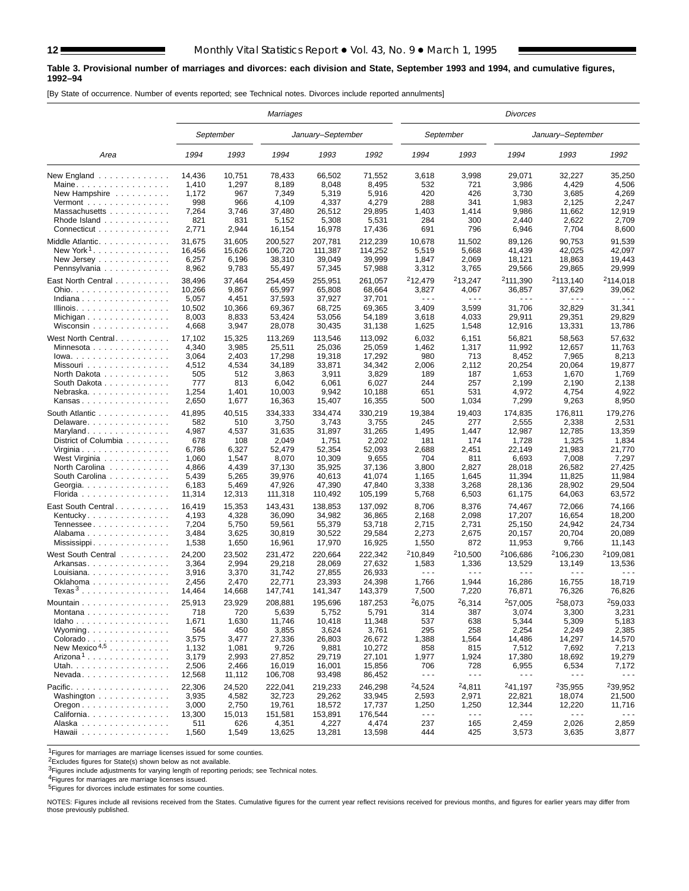**Table 3. Provisional number of marriages and divorces: each division and State, September 1993 and 1994, and cumulative figures, 1992–94**

[By State of occurrence. Number of events reported; see Technical notes. Divorces include reported annulments]

| Area | Marriages | | | | | Divorces | | | | |
|---|---|---|---|---|---|---|---|---|---|---|
| | September | | January–September | | | September | | January–September | | |
| | 1994 | 1993 | 1994 | 1993 | 1992 | 1994 | 1993 | 1994 | 1993 | 1992 |
| New England | 14,436 | 10,751 | 78,433 | 66,502 | 71,552 | 3,618 | 3,998 | 29,071 | 32,227 | 35,250 |
| Maine | 1,410 | 1,297 | 8,189 | 8,048 | 8,495 | 532 | 721 | 3,986 | 4,429 | 4,506 |
| New Hampshire | 1,172 | 967 | 7,349 | 5,319 | 5,916 | 420 | 426 | 3,730 | 3,685 | 4,269 |
| Vermont | 998 | 966 | 4,109 | 4,337 | 4,279 | 288 | 341 | 1,983 | 2,125 | 2,247 |
| Massachusetts | 7,264 | 3,746 | 37,480 | 26,512 | 29,895 | 1,403 | 1,414 | 9,986 | 11,662 | 12,919 |
| Rhode Island | 821 | 831 | 5,152 | 5,308 | 5,531 | 284 | 300 | 2,440 | 2,622 | 2,709 |
| Connecticut | 2,771 | 2,944 | 16,154 | 16,978 | 17,436 | 691 | 796 | 6,946 | 7,704 | 8,600 |
| Middle Atlantic | 31,675 | 31,605 | 200,527 | 207,781 | 212,239 | 10,678 | 11,502 | 89,126 | 90,753 | 91,539 |
| New York[1] | 16,456 | 15,626 | 106,720 | 111,387 | 114,252 | 5,519 | 5,668 | 41,439 | 42,025 | 42,097 |
| New Jersey | 6,257 | 6,196 | 38,310 | 39,049 | 39,999 | 1,847 | 2,069 | 18,121 | 18,863 | 19,443 |
| Pennsylvania | 8,962 | 9,783 | 55,497 | 57,345 | 57,988 | 3,312 | 3,765 | 29,566 | 29,865 | 29,999 |
| East North Central | 38,496 | 37,464 | 254,459 | 255,951 | 261,057 | [2]12,479 | [2]13,247 | [2]111,390 | [2]113,140 | [2]114,018 |
| Ohio | 10,266 | 9,867 | 65,997 | 65,808 | 68,664 | 3,827 | 4,067 | 36,857 | 37,629 | 39,062 |
| Indiana | 5,057 | 4,451 | 37,593 | 37,927 | 37,701 | --- | --- | --- | --- | --- |
| Illinois | 10,502 | 10,366 | 69,367 | 68,725 | 69,365 | 3,409 | 3,599 | 31,706 | 32,829 | 31,341 |
| Michigan | 8,003 | 8,833 | 53,424 | 53,056 | 54,189 | 3,618 | 4,033 | 29,911 | 29,351 | 29,829 |
| Wisconsin | 4,668 | 3,947 | 28,078 | 30,435 | 31,138 | 1,625 | 1,548 | 12,916 | 13,331 | 13,786 |
| West North Central | 17,102 | 15,325 | 113,269 | 113,546 | 113,092 | 6,032 | 6,151 | 56,821 | 58,563 | 57,632 |
| Minnesota | 4,340 | 3,985 | 25,511 | 25,036 | 25,059 | 1,462 | 1,317 | 11,992 | 12,657 | 11,763 |
| Iowa | 3,064 | 2,403 | 17,298 | 19,318 | 17,292 | 980 | 713 | 8,452 | 7,965 | 8,213 |
| Missouri | 4,512 | 4,534 | 34,189 | 33,871 | 34,342 | 2,006 | 2,112 | 20,254 | 20,064 | 19,877 |
| North Dakota | 505 | 512 | 3,863 | 3,911 | 3,829 | 189 | 187 | 1,653 | 1,670 | 1,769 |
| South Dakota | 777 | 813 | 6,042 | 6,061 | 6,027 | 244 | 257 | 2,199 | 2,190 | 2,138 |
| Nebraska | 1,254 | 1,401 | 10,003 | 9,942 | 10,188 | 651 | 531 | 4,972 | 4,754 | 4,922 |
| Kansas | 2,650 | 1,677 | 16,363 | 15,407 | 16,355 | 500 | 1,034 | 7,299 | 9,263 | 8,950 |
| South Atlantic | 41,895 | 40,515 | 334,333 | 334,474 | 330,219 | 19,384 | 19,403 | 174,835 | 176,811 | 179,276 |
| Delaware | 582 | 510 | 3,750 | 3,743 | 3,755 | 245 | 277 | 2,555 | 2,338 | 2,531 |
| Maryland | 4,987 | 4,537 | 31,635 | 31,897 | 31,265 | 1,495 | 1,447 | 12,987 | 12,785 | 13,359 |
| District of Columbia | 678 | 108 | 2,049 | 1,751 | 2,202 | 181 | 174 | 1,728 | 1,325 | 1,834 |
| Virginia | 6,786 | 6,327 | 52,479 | 52,354 | 52,093 | 2,688 | 2,451 | 22,149 | 21,983 | 21,770 |
| West Virginia | 1,060 | 1,547 | 8,070 | 10,309 | 9,655 | 704 | 811 | 6,693 | 7,008 | 7,297 |
| North Carolina | 4,866 | 4,439 | 37,130 | 35,925 | 37,136 | 3,800 | 2,827 | 28,018 | 26,582 | 27,425 |
| South Carolina | 5,439 | 5,265 | 39,976 | 40,613 | 41,074 | 1,165 | 1,645 | 11,394 | 11,825 | 11,984 |
| Georgia | 6,183 | 5,469 | 47,926 | 47,390 | 47,840 | 3,338 | 3,268 | 28,136 | 28,902 | 29,504 |
| Florida | 11,314 | 12,313 | 111,318 | 110,492 | 105,199 | 5,768 | 6,503 | 61,175 | 64,063 | 63,572 |
| East South Central | 16,419 | 15,353 | 143,431 | 138,853 | 137,092 | 8,706 | 8,376 | 74,467 | 72,066 | 74,166 |
| Kentucky | 4,193 | 4,328 | 36,090 | 34,982 | 36,865 | 2,168 | 2,098 | 17,207 | 16,654 | 18,200 |
| Tennessee | 7,204 | 5,750 | 59,561 | 55,379 | 53,718 | 2,715 | 2,731 | 25,150 | 24,942 | 24,734 |
| Alabama | 3,484 | 3,625 | 30,819 | 30,522 | 29,584 | 2,273 | 2,675 | 20,157 | 20,704 | 20,089 |
| Mississippi | 1,538 | 1,650 | 16,961 | 17,970 | 16,925 | 1,550 | 872 | 11,953 | 9,766 | 11,143 |
| West South Central | 24,200 | 23,502 | 231,472 | 220,664 | 222,342 | [2]10,849 | [2]10,500 | [2]106,686 | [2]106,230 | [2]109,081 |
| Arkansas | 3,364 | 2,994 | 29,218 | 28,069 | 27,632 | 1,583 | 1,336 | 13,529 | 13,149 | 13,536 |
| Louisiana | 3,916 | 3,370 | 31,742 | 27,855 | 26,933 | --- | --- | --- | --- | --- |
| Oklahoma | 2,456 | 2,470 | 22,771 | 23,393 | 24,398 | 1,766 | 1,944 | 16,286 | 16,755 | 18,719 |
| Texas[3] | 14,464 | 14,668 | 147,741 | 141,347 | 143,379 | 7,500 | 7,220 | 76,871 | 76,326 | 76,826 |
| Mountain | 25,913 | 23,929 | 208,881 | 195,696 | 187,253 | [2]6,075 | [2]6,314 | [2]57,005 | [2]58,073 | [2]59,033 |
| Montana | 718 | 720 | 5,639 | 5,752 | 5,791 | 314 | 387 | 3,074 | 3,300 | 3,231 |
| Idaho | 1,671 | 1,630 | 11,746 | 10,418 | 11,348 | 537 | 638 | 5,344 | 5,309 | 5,183 |
| Wyoming | 564 | 450 | 3,855 | 3,624 | 3,761 | 295 | 258 | 2,254 | 2,249 | 2,385 |
| Colorado | 3,575 | 3,477 | 27,336 | 26,803 | 26,672 | 1,388 | 1,564 | 14,486 | 14,297 | 14,570 |
| New Mexico[4,5] | 1,132 | 1,081 | 9,726 | 9,881 | 10,272 | 858 | 815 | 7,512 | 7,692 | 7,213 |
| Arizona[1] | 3,179 | 2,993 | 27,852 | 29,719 | 27,101 | 1,977 | 1,924 | 17,380 | 18,692 | 19,279 |
| Utah | 2,506 | 2,466 | 16,019 | 16,001 | 15,856 | 706 | 728 | 6,955 | 6,534 | 7,172 |
| Nevada | 12,568 | 11,112 | 106,708 | 93,498 | 86,452 | --- | --- | --- | --- | --- |
| Pacific | 22,306 | 24,520 | 222,041 | 219,233 | 246,298 | [2]4,524 | [2]4,811 | [2]41,197 | [2]35,955 | [2]39,952 |
| Washington | 3,935 | 4,582 | 32,723 | 29,262 | 33,945 | 2,593 | 2,971 | 22,821 | 18,074 | 21,500 |
| Oregon | 3,000 | 2,750 | 19,761 | 18,572 | 17,737 | 1,250 | 1,250 | 12,344 | 12,220 | 11,716 |
| California | 13,300 | 15,013 | 151,581 | 153,891 | 176,544 | --- | --- | --- | --- | --- |
| Alaska | 511 | 626 | 4,351 | 4,227 | 4,474 | 237 | 165 | 2,459 | 2,026 | 2,859 |
| Hawaii | 1,560 | 1,549 | 13,625 | 13,281 | 13,598 | 444 | 425 | 3,573 | 3,635 | 3,877 |

[1]Figures for marriages are marriage licenses issued for some counties.

[2]Excludes figures for State(s) shown below as not available.

[3]Figures include adjustments for varying length of reporting periods; see Technical notes.

[4]Figures for marriages are marriage licenses issued.

[5]Figures for divorces include estimates for some counties.

NOTES: Figures include all revisions received from the States. Cumulative figures for the current year reflect revisions received for previous months, and figures for earlier years may differ from those previously published.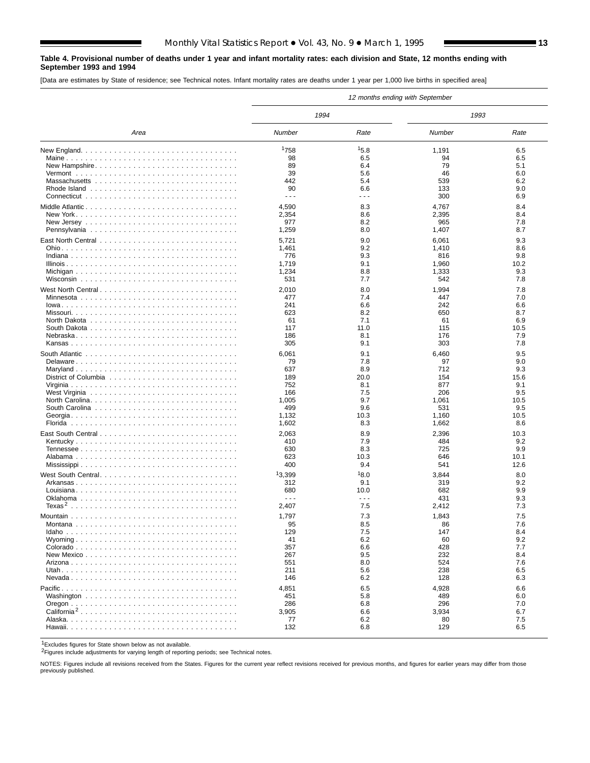**Table 4. Provisional number of deaths under 1 year and infant mortality rates: each division and State, 12 months ending with September 1993 and 1994**

[Data are estimates by State of residence; see Technical notes. Infant mortality rates are deaths under 1 year per 1,000 live births in specified area]

| Area | 12 months ending with September | | | |
|---|---|---|---|---|
| | 1994 | | 1993 | |
| | Number | Rate | Number | Rate |
| New England | [1]758 | [1]5.8 | 1,191 | 6.5 |
| Maine | 98 | 6.5 | 94 | 6.5 |
| New Hampshire | 89 | 6.4 | 79 | 5.1 |
| Vermont | 39 | 5.6 | 46 | 6.0 |
| Massachusetts | 442 | 5.4 | 539 | 6.2 |
| Rhode Island | 90 | 6.6 | 133 | 9.0 |
| Connecticut | - - - | - - - | 300 | 6.9 |
| Middle Atlantic | 4,590 | 8.3 | 4,767 | 8.4 |
| New York | 2,354 | 8.6 | 2,395 | 8.4 |
| New Jersey | 977 | 8.2 | 965 | 7.8 |
| Pennsylvania | 1,259 | 8.0 | 1,407 | 8.7 |
| East North Central | 5,721 | 9.0 | 6,061 | 9.3 |
| Ohio | 1,461 | 9.2 | 1,410 | 8.6 |
| Indiana | 776 | 9.3 | 816 | 9.8 |
| Illinois | 1,719 | 9.1 | 1,960 | 10.2 |
| Michigan | 1,234 | 8.8 | 1,333 | 9.3 |
| Wisconsin | 531 | 7.7 | 542 | 7.8 |
| West North Central | 2,010 | 8.0 | 1,994 | 7.8 |
| Minnesota | 477 | 7.4 | 447 | 7.0 |
| Iowa | 241 | 6.6 | 242 | 6.6 |
| Missouri | 623 | 8.2 | 650 | 8.7 |
| North Dakota | 61 | 7.1 | 61 | 6.9 |
| South Dakota | 117 | 11.0 | 115 | 10.5 |
| Nebraska | 186 | 8.1 | 176 | 7.9 |
| Kansas | 305 | 9.1 | 303 | 7.8 |
| South Atlantic | 6,061 | 9.1 | 6,460 | 9.5 |
| Delaware | 79 | 7.8 | 97 | 9.0 |
| Maryland | 637 | 8.9 | 712 | 9.3 |
| District of Columbia | 189 | 20.0 | 154 | 15.6 |
| Virginia | 752 | 8.1 | 877 | 9.1 |
| West Virginia | 166 | 7.5 | 206 | 9.5 |
| North Carolina | 1,005 | 9.7 | 1,061 | 10.5 |
| South Carolina | 499 | 9.6 | 531 | 9.5 |
| Georgia | 1,132 | 10.3 | 1,160 | 10.5 |
| Florida | 1,602 | 8.3 | 1,662 | 8.6 |
| East South Central | 2,063 | 8.9 | 2,396 | 10.3 |
| Kentucky | 410 | 7.9 | 484 | 9.2 |
| Tennessee | 630 | 8.3 | 725 | 9.9 |
| Alabama | 623 | 10.3 | 646 | 10.1 |
| Mississippi | 400 | 9.4 | 541 | 12.6 |
| West South Central | [1]3,399 | [1]8.0 | 3,844 | 8.0 |
| Arkansas | 312 | 9.1 | 319 | 9.2 |
| Louisiana | 680 | 10.0 | 682 | 9.9 |
| Oklahoma | - - - | - - - | 431 | 9.3 |
| Texas[2] | 2,407 | 7.5 | 2,412 | 7.3 |
| Mountain | 1,797 | 7.3 | 1,843 | 7.5 |
| Montana | 95 | 8.5 | 86 | 7.6 |
| Idaho | 129 | 7.5 | 147 | 8.4 |
| Wyoming | 41 | 6.2 | 60 | 9.2 |
| Colorado | 357 | 6.6 | 428 | 7.7 |
| New Mexico | 267 | 9.5 | 232 | 8.4 |
| Arizona | 551 | 8.0 | 524 | 7.6 |
| Utah | 211 | 5.6 | 238 | 6.5 |
| Nevada | 146 | 6.2 | 128 | 6.3 |
| Pacific | 4,851 | 6.5 | 4,928 | 6.6 |
| Washington | 451 | 5.8 | 489 | 6.0 |
| Oregon | 286 | 6.8 | 296 | 7.0 |
| California[2] | 3,905 | 6.6 | 3,934 | 6.7 |
| Alaska | 77 | 6.2 | 80 | 7.5 |
| Hawaii | 132 | 6.8 | 129 | 6.5 |

[1]Excludes figures for State shown below as not available.

[2]Figures include adjustments for varying length of reporting periods; see Technical notes.

NOTES: Figures include all revisions received from the States. Figures for the current year reflect revisions received for previous months, and figures for earlier years may differ from those previously published.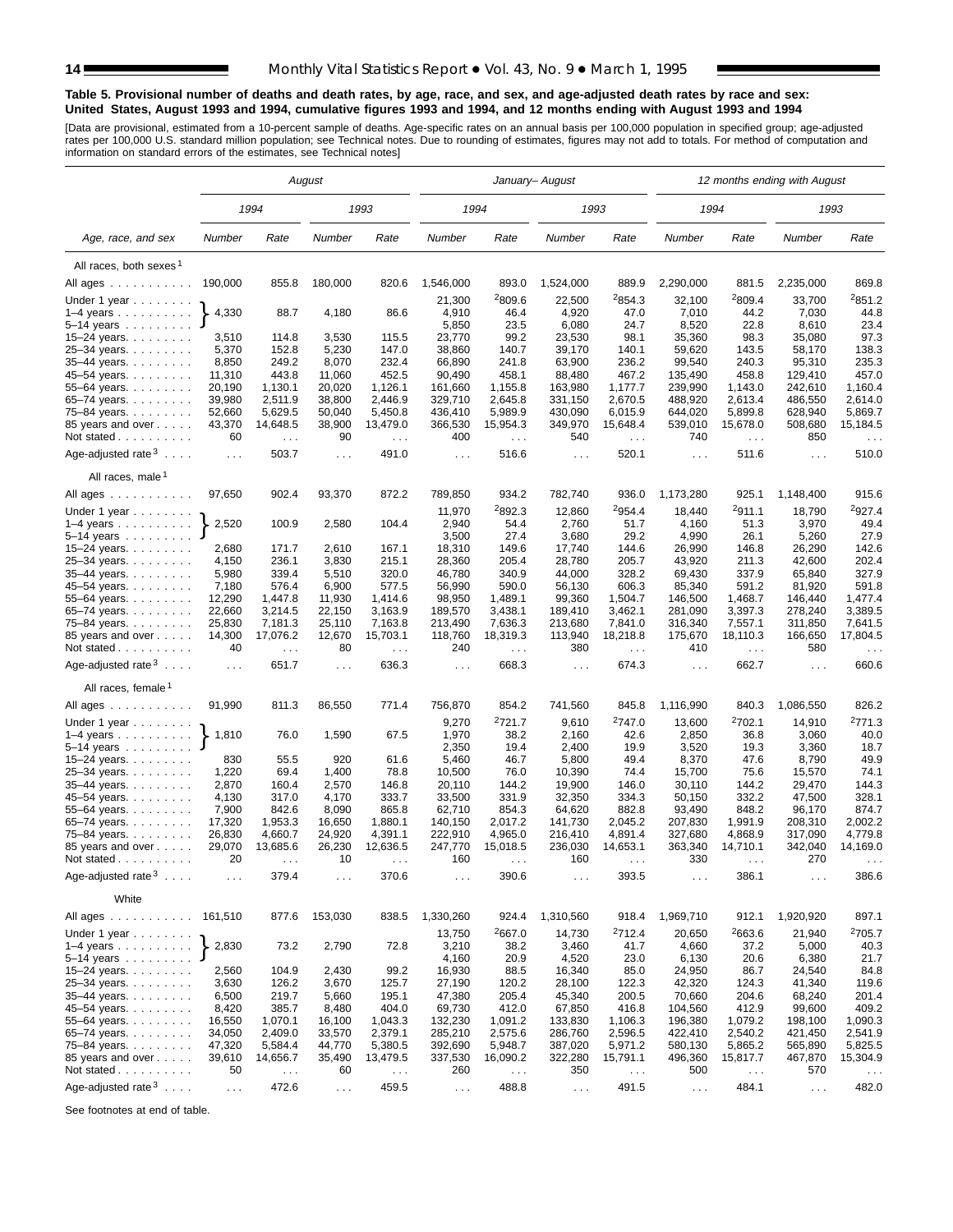**Table 5. Provisional number of deaths and death rates, by age, race, and sex, and age-adjusted death rates by race and sex: United States, August 1993 and 1994, cumulative figures 1993 and 1994, and 12 months ending with August 1993 and 1994**

[Data are provisional, estimated from a 10-percent sample of deaths. Age-specific rates on an annual basis per 100,000 population in specified group; age-adjusted rates per 100,000 U.S. standard million population; see Technical notes. Due to rounding of estimates, figures may not add to totals. For method of computation and information on standard errors of the estimates, see Technical notes]

| Age, race, and sex | *August* | | | | *January–August* | | | | *12 months ending with August* | | | |
|---|---|---|---|---|---|---|---|---|---|---|---|---|
| | *1994* | | *1993* | | *1994* | | *1993* | | *1994* | | *1993* | |
| | Number | Rate | Number | Rate | Number | Rate | Number | Rate | Number | Rate | Number | Rate |
| All races, both sexes[1] | | | | | | | | | | | | |
| All ages | 190,000 | 855.8 | 180,000 | 820.6 | 1,546,000 | 893.0 | 1,524,000 | 889.9 | 2,290,000 | 881.5 | 2,235,000 | 869.8 |
| Under 1 year | 4,330 | 88.7 | 4,180 | 86.6 | 21,300 | [2]809.6 | 22,500 | [2]854.3 | 32,100 | [2]809.4 | 33,700 | [2]851.2 |
| 1–4 years | | | | | 4,910 | 46.4 | 4,920 | 47.0 | 7,010 | 44.2 | 7,030 | 44.8 |
| 5–14 years | | | | | 5,850 | 23.5 | 6,080 | 24.7 | 8,520 | 22.8 | 8,610 | 23.4 |
| 15–24 years | 3,510 | 114.8 | 3,530 | 115.5 | 23,770 | 99.2 | 23,530 | 98.1 | 35,360 | 98.3 | 35,080 | 97.3 |
| 25–34 years | 5,370 | 152.8 | 5,230 | 147.0 | 38,860 | 140.7 | 39,170 | 140.1 | 59,620 | 143.5 | 58,170 | 138.3 |
| 35–44 years | 8,850 | 249.2 | 8,070 | 232.4 | 66,890 | 241.8 | 63,900 | 236.2 | 99,540 | 240.3 | 95,310 | 235.3 |
| 45–54 years | 11,310 | 443.8 | 11,060 | 452.5 | 90,490 | 458.1 | 88,480 | 467.2 | 135,490 | 458.8 | 129,410 | 457.0 |
| 55–64 years | 20,190 | 1,130.1 | 20,020 | 1,126.1 | 161,660 | 1,155.8 | 163,980 | 1,177.7 | 239,990 | 1,143.0 | 242,610 | 1,160.4 |
| 65–74 years | 39,980 | 2,511.9 | 38,800 | 2,446.9 | 329,710 | 2,645.8 | 331,150 | 2,670.5 | 488,920 | 2,613.4 | 486,550 | 2,614.0 |
| 75–84 years | 52,660 | 5,629.5 | 50,040 | 5,450.8 | 436,410 | 5,989.9 | 430,090 | 6,015.9 | 644,020 | 5,899.8 | 628,940 | 5,869.7 |
| 85 years and over | 43,370 | 14,648.5 | 38,900 | 13,479.0 | 366,530 | 15,954.3 | 349,970 | 15,648.4 | 539,010 | 15,678.0 | 508,680 | 15,184.5 |
| Not stated | 60 | . . . | 90 | . . . | 400 | . . . | 540 | . . . | 740 | . . . | 850 | . . . |
| Age-adjusted rate[3] | . . . | 503.7 | . . . | 491.0 | . . . | 516.6 | . . . | 520.1 | . . . | 511.6 | . . . | 510.0 |
| All races, male[1] | | | | | | | | | | | | |
| All ages | 97,650 | 902.4 | 93,370 | 872.2 | 789,850 | 934.2 | 782,740 | 936.0 | 1,173,280 | 925.1 | 1,148,400 | 915.6 |
| Under 1 year | 2,520 | 100.9 | 2,580 | 104.4 | 11,970 | [2]892.3 | 12,860 | [2]954.4 | 18,440 | [2]911.1 | 18,790 | [2]927.4 |
| 1–4 years | | | | | 2,940 | 54.4 | 2,760 | 51.7 | 4,160 | 51.3 | 3,970 | 49.4 |
| 5–14 years | | | | | 3,500 | 27.4 | 3,680 | 29.2 | 4,990 | 26.1 | 5,260 | 27.9 |
| 15–24 years | 2,680 | 171.7 | 2,610 | 167.1 | 18,310 | 149.6 | 17,740 | 144.6 | 26,990 | 146.8 | 26,290 | 142.6 |
| 25–34 years | 4,150 | 236.1 | 3,830 | 215.1 | 28,360 | 205.4 | 28,780 | 205.7 | 43,920 | 211.3 | 42,600 | 202.4 |
| 35–44 years | 5,980 | 339.4 | 5,510 | 320.0 | 46,780 | 340.9 | 44,000 | 328.2 | 69,430 | 337.9 | 65,840 | 327.9 |
| 45–54 years | 7,180 | 576.4 | 6,900 | 577.5 | 56,990 | 590.0 | 56,130 | 606.3 | 85,340 | 591.2 | 81,920 | 591.8 |
| 55–64 years | 12,290 | 1,447.8 | 11,930 | 1,414.6 | 98,950 | 1,489.1 | 99,360 | 1,504.7 | 146,500 | 1,468.7 | 146,440 | 1,477.4 |
| 65–74 years | 22,660 | 3,214.5 | 22,150 | 3,163.9 | 189,570 | 3,438.1 | 189,410 | 3,462.1 | 281,090 | 3,397.3 | 278,240 | 3,389.5 |
| 75–84 years | 25,830 | 7,181.3 | 25,110 | 7,163.8 | 213,490 | 7,636.3 | 213,680 | 7,841.0 | 316,340 | 7,557.1 | 311,850 | 7,641.5 |
| 85 years and over | 14,300 | 17,076.2 | 12,670 | 15,703.1 | 118,760 | 18,319.3 | 113,940 | 18,218.8 | 175,670 | 18,110.3 | 166,650 | 17,804.5 |
| Not stated | 40 | . . . | 80 | . . . | 240 | . . . | 380 | . . . | 410 | . . . | 580 | . . . |
| Age-adjusted rate[3] | . . . | 651.7 | . . . | 636.3 | . . . | 668.3 | . . . | 674.3 | . . . | 662.7 | . . . | 660.6 |
| All races, female[1] | | | | | | | | | | | | |
| All ages | 91,990 | 811.3 | 86,550 | 771.4 | 756,870 | 854.2 | 741,560 | 845.8 | 1,116,990 | 840.3 | 1,086,550 | 826.2 |
| Under 1 year | 1,810 | 76.0 | 1,590 | 67.5 | 9,270 | [2]721.7 | 9,610 | [2]747.0 | 13,600 | [2]702.1 | 14,910 | [2]771.3 |
| 1–4 years | | | | | 1,970 | 38.2 | 2,160 | 42.6 | 2,850 | 36.8 | 3,060 | 40.0 |
| 5–14 years | | | | | 2,350 | 19.4 | 2,400 | 19.9 | 3,520 | 19.3 | 3,360 | 18.7 |
| 15–24 years | 830 | 55.5 | 920 | 61.6 | 5,460 | 46.7 | 5,800 | 49.4 | 8,370 | 47.6 | 8,790 | 49.9 |
| 25–34 years | 1,220 | 69.4 | 1,400 | 78.8 | 10,500 | 76.0 | 10,390 | 74.4 | 15,700 | 75.6 | 15,570 | 74.1 |
| 35–44 years | 2,870 | 160.4 | 2,570 | 146.8 | 20,110 | 144.2 | 19,900 | 146.0 | 30,110 | 144.2 | 29,470 | 144.3 |
| 45–54 years | 4,130 | 317.0 | 4,170 | 333.7 | 33,500 | 331.9 | 32,350 | 334.3 | 50,150 | 332.2 | 47,500 | 328.1 |
| 55–64 years | 7,900 | 842.6 | 8,090 | 865.8 | 62,710 | 854.3 | 64,620 | 882.8 | 93,490 | 848.2 | 96,170 | 874.7 |
| 65–74 years | 17,320 | 1,953.3 | 16,650 | 1,880.1 | 140,150 | 2,017.2 | 141,730 | 2,045.2 | 207,830 | 1,991.9 | 208,310 | 2,002.2 |
| 75–84 years | 26,830 | 4,660.7 | 24,920 | 4,391.1 | 222,910 | 4,965.0 | 216,410 | 4,891.4 | 327,680 | 4,868.9 | 317,090 | 4,779.8 |
| 85 years and over | 29,070 | 13,685.6 | 26,230 | 12,636.5 | 247,770 | 15,018.5 | 236,030 | 14,653.1 | 363,340 | 14,710.1 | 342,040 | 14,169.0 |
| Not stated | 20 | . . . | 10 | . . . | 160 | . . . | 160 | . . . | 330 | . . . | 270 | . . . |
| Age-adjusted rate[3] | . . . | 379.4 | . . . | 370.6 | . . . | 390.6 | . . . | 393.5 | . . . | 386.1 | . . . | 386.6 |
| White | | | | | | | | | | | | |
| All ages | 161,510 | 877.6 | 153,030 | 838.5 | 1,330,260 | 924.4 | 1,310,560 | 918.4 | 1,969,710 | 912.1 | 1,920,920 | 897.1 |
| Under 1 year | 2,830 | 73.2 | 2,790 | 72.8 | 13,750 | [2]667.0 | 14,730 | [2]712.4 | 20,650 | [2]663.6 | 21,940 | [2]705.7 |
| 1–4 years | | | | | 3,210 | 38.2 | 3,460 | 41.7 | 4,660 | 37.2 | 5,000 | 40.3 |
| 5–14 years | | | | | 4,160 | 20.9 | 4,520 | 23.0 | 6,130 | 20.6 | 6,380 | 21.7 |
| 15–24 years | 2,560 | 104.9 | 2,430 | 99.2 | 16,930 | 88.5 | 16,340 | 85.0 | 24,950 | 86.7 | 24,540 | 84.8 |
| 25–34 years | 3,630 | 126.2 | 3,670 | 125.7 | 27,190 | 120.2 | 28,100 | 122.3 | 42,320 | 124.3 | 41,340 | 119.6 |
| 35–44 years | 6,500 | 219.7 | 5,660 | 195.1 | 47,380 | 205.4 | 45,340 | 200.5 | 70,660 | 204.6 | 68,240 | 201.4 |
| 45–54 years | 8,420 | 385.7 | 8,480 | 404.0 | 69,730 | 412.0 | 67,850 | 416.8 | 104,560 | 412.9 | 99,600 | 409.2 |
| 55–64 years | 16,550 | 1,070.1 | 16,100 | 1,043.3 | 132,230 | 1,091.2 | 133,830 | 1,106.3 | 196,380 | 1,079.2 | 198,100 | 1,090.3 |
| 65–74 years | 34,050 | 2,409.0 | 33,570 | 2,379.1 | 285,210 | 2,575.6 | 286,760 | 2,596.5 | 422,410 | 2,540.2 | 421,450 | 2,541.9 |
| 75–84 years | 47,320 | 5,584.4 | 44,770 | 5,380.5 | 392,690 | 5,948.7 | 387,020 | 5,971.2 | 580,130 | 5,865.2 | 565,890 | 5,825.5 |
| 85 years and over | 39,610 | 14,656.7 | 35,490 | 13,479.5 | 337,530 | 16,090.2 | 322,280 | 15,791.1 | 496,360 | 15,817.7 | 467,870 | 15,304.9 |
| Not stated | 50 | . . . | 60 | . . . | 260 | . . . | 350 | . . . | 500 | . . . | 570 | . . . |
| Age-adjusted rate[3] | . . . | 472.6 | . . . | 459.5 | . . . | 488.8 | . . . | 491.5 | . . . | 484.1 | . . . | 482.0 |

Note: In the August columns, the figures shown for "Under 1 year" are combined totals for Under 1 year, 1–4 years, and 5–14 years.

See footnotes at end of table.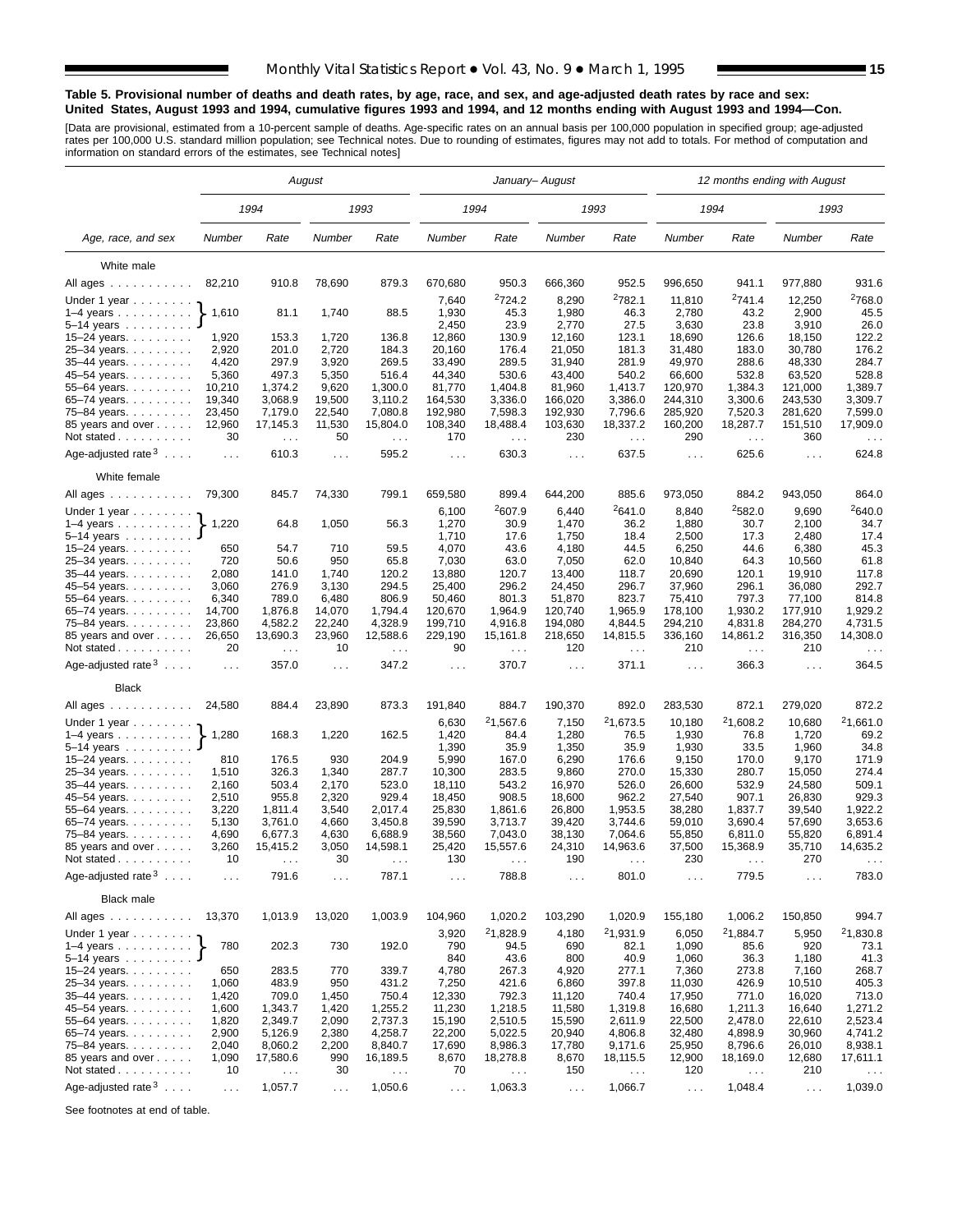**Table 5. Provisional number of deaths and death rates, by age, race, and sex, and age-adjusted death rates by race and sex: United States, August 1993 and 1994, cumulative figures 1993 and 1994, and 12 months ending with August 1993 and 1994—Con.**

[Data are provisional, estimated from a 10-percent sample of deaths. Age-specific rates on an annual basis per 100,000 population in specified group; age-adjusted rates per 100,000 U.S. standard million population; see Technical notes. Due to rounding of estimates, figures may not add to totals. For method of computation and information on standard errors of the estimates, see Technical notes]

| Age, race, and sex | *August* | | | | *January–August* | | | | *12 months ending with August* | | | |
|---|---|---|---|---|---|---|---|---|---|---|---|---|
| | *1994* | | *1993* | | *1994* | | *1993* | | *1994* | | *1993* | |
| | *Number* | *Rate* | *Number* | *Rate* | *Number* | *Rate* | *Number* | *Rate* | *Number* | *Rate* | *Number* | *Rate* |
| White male | | | | | | | | | | | | |
| All ages | 82,210 | 910.8 | 78,690 | 879.3 | 670,680 | 950.3 | 666,360 | 952.5 | 996,650 | 941.1 | 977,880 | 931.6 |
| Under 1 year | 1,610 | 81.1 | 1,740 | 88.5 | 7,640 | [2]724.2 | 8,290 | [2]782.1 | 11,810 | [2]741.4 | 12,250 | [2]768.0 |
| 1–4 years | | | | | 1,930 | 45.3 | 1,980 | 46.3 | 2,780 | 43.2 | 2,900 | 45.5 |
| 5–14 years | | | | | 2,450 | 23.9 | 2,770 | 27.5 | 3,630 | 23.8 | 3,910 | 26.0 |
| 15–24 years | 1,920 | 153.3 | 1,720 | 136.8 | 12,860 | 130.9 | 12,160 | 123.1 | 18,690 | 126.6 | 18,150 | 122.2 |
| 25–34 years | 2,920 | 201.0 | 2,720 | 184.3 | 20,160 | 176.4 | 21,050 | 181.3 | 31,480 | 183.0 | 30,780 | 176.2 |
| 35–44 years | 4,420 | 297.9 | 3,920 | 269.5 | 33,490 | 289.5 | 31,940 | 281.9 | 49,970 | 288.6 | 48,330 | 284.7 |
| 45–54 years | 5,360 | 497.3 | 5,350 | 516.4 | 44,340 | 530.6 | 43,400 | 540.2 | 66,600 | 532.8 | 63,520 | 528.8 |
| 55–64 years | 10,210 | 1,374.2 | 9,620 | 1,300.0 | 81,770 | 1,404.8 | 81,960 | 1,413.7 | 120,970 | 1,384.3 | 121,000 | 1,389.7 |
| 65–74 years | 19,340 | 3,068.9 | 19,500 | 3,110.2 | 164,530 | 3,336.0 | 166,020 | 3,386.0 | 244,310 | 3,300.6 | 243,530 | 3,309.7 |
| 75–84 years | 23,450 | 7,179.0 | 22,540 | 7,080.8 | 192,980 | 7,598.3 | 192,930 | 7,796.6 | 285,920 | 7,520.3 | 281,620 | 7,599.0 |
| 85 years and over | 12,960 | 17,145.3 | 11,530 | 15,804.0 | 108,340 | 18,488.4 | 103,630 | 18,337.2 | 160,200 | 18,287.7 | 151,510 | 17,909.0 |
| Not stated | 30 | . . . | 50 | . . . | 170 | . . . | 230 | . . . | 290 | . . . | 360 | . . . |
| Age-adjusted rate [3] | . . . | 610.3 | . . . | 595.2 | . . . | 630.3 | . . . | 637.5 | . . . | 625.6 | . . . | 624.8 |
| White female | | | | | | | | | | | | |
| All ages | 79,300 | 845.7 | 74,330 | 799.1 | 659,580 | 899.4 | 644,200 | 885.6 | 973,050 | 884.2 | 943,050 | 864.0 |
| Under 1 year | 1,220 | 64.8 | 1,050 | 56.3 | 6,100 | [2]607.9 | 6,440 | [2]641.0 | 8,840 | [2]582.0 | 9,690 | [2]640.0 |
| 1–4 years | | | | | 1,270 | 30.9 | 1,470 | 36.2 | 1,880 | 30.7 | 2,100 | 34.7 |
| 5–14 years | | | | | 1,710 | 17.6 | 1,750 | 18.4 | 2,500 | 17.3 | 2,480 | 17.4 |
| 15–24 years | 650 | 54.7 | 710 | 59.5 | 4,070 | 43.6 | 4,180 | 44.5 | 6,250 | 44.6 | 6,380 | 45.3 |
| 25–34 years | 720 | 50.6 | 950 | 65.8 | 7,030 | 63.0 | 7,050 | 62.0 | 10,840 | 64.3 | 10,560 | 61.8 |
| 35–44 years | 2,080 | 141.0 | 1,740 | 120.2 | 13,880 | 120.7 | 13,400 | 118.7 | 20,690 | 120.1 | 19,910 | 117.8 |
| 45–54 years | 3,060 | 276.9 | 3,130 | 294.5 | 25,400 | 296.2 | 24,450 | 296.7 | 37,960 | 296.1 | 36,080 | 292.7 |
| 55–64 years | 6,340 | 789.0 | 6,480 | 806.9 | 50,460 | 801.3 | 51,870 | 823.7 | 75,410 | 797.3 | 77,100 | 814.8 |
| 65–74 years | 14,700 | 1,876.8 | 14,070 | 1,794.4 | 120,670 | 1,964.9 | 120,740 | 1,965.9 | 178,100 | 1,930.2 | 177,910 | 1,929.2 |
| 75–84 years | 23,860 | 4,582.2 | 22,240 | 4,328.9 | 199,710 | 4,916.8 | 194,080 | 4,844.5 | 294,210 | 4,831.8 | 284,270 | 4,731.5 |
| 85 years and over | 26,650 | 13,690.3 | 23,960 | 12,588.6 | 229,190 | 15,161.8 | 218,650 | 14,815.5 | 336,160 | 14,861.2 | 316,350 | 14,308.0 |
| Not stated | 20 | . . . | 10 | . . . | 90 | . . . | 120 | . . . | 210 | . . . | 210 | . . . |
| Age-adjusted rate [3] | . . . | 357.0 | . . . | 347.2 | . . . | 370.7 | . . . | 371.1 | . . . | 366.3 | . . . | 364.5 |
| Black | | | | | | | | | | | | |
| All ages | 24,580 | 884.4 | 23,890 | 873.3 | 191,840 | 884.7 | 190,370 | 892.0 | 283,530 | 872.1 | 279,020 | 872.2 |
| Under 1 year | 1,280 | 168.3 | 1,220 | 162.5 | 6,630 | [2]1,567.6 | 7,150 | [2]1,673.5 | 10,180 | [2]1,608.2 | 10,680 | [2]1,661.0 |
| 1–4 years | | | | | 1,420 | 84.4 | 1,280 | 76.5 | 1,930 | 76.8 | 1,720 | 69.2 |
| 5–14 years | | | | | 1,390 | 35.9 | 1,350 | 35.9 | 1,930 | 33.5 | 1,960 | 34.8 |
| 15–24 years | 810 | 176.5 | 930 | 204.9 | 5,990 | 167.0 | 6,290 | 176.6 | 9,150 | 170.0 | 9,170 | 171.9 |
| 25–34 years | 1,510 | 326.3 | 1,340 | 287.7 | 10,300 | 283.5 | 9,860 | 270.0 | 15,330 | 280.7 | 15,050 | 274.4 |
| 35–44 years | 2,160 | 503.4 | 2,170 | 523.0 | 18,110 | 543.2 | 16,970 | 526.0 | 26,600 | 532.9 | 24,580 | 509.1 |
| 45–54 years | 2,510 | 955.8 | 2,320 | 929.4 | 18,450 | 908.5 | 18,600 | 962.2 | 27,540 | 907.1 | 26,830 | 929.3 |
| 55–64 years | 3,220 | 1,811.4 | 3,540 | 2,017.4 | 25,830 | 1,861.6 | 26,800 | 1,953.5 | 38,280 | 1,837.7 | 39,540 | 1,922.2 |
| 65–74 years | 5,130 | 3,761.0 | 4,660 | 3,450.8 | 39,590 | 3,713.7 | 39,420 | 3,744.6 | 59,010 | 3,690.4 | 57,690 | 3,653.6 |
| 75–84 years | 4,690 | 6,677.3 | 4,630 | 6,688.9 | 38,560 | 7,043.0 | 38,130 | 7,064.6 | 55,850 | 6,811.0 | 55,820 | 6,891.4 |
| 85 years and over | 3,260 | 15,415.2 | 3,050 | 14,598.1 | 25,420 | 15,557.6 | 24,310 | 14,963.6 | 37,500 | 15,368.9 | 35,710 | 14,635.2 |
| Not stated | 10 | . . . | 30 | . . . | 130 | . . . | 190 | . . . | 230 | . . . | 270 | . . . |
| Age-adjusted rate [3] | . . . | 791.6 | . . . | 787.1 | . . . | 788.8 | . . . | 801.0 | . . . | 779.5 | . . . | 783.0 |
| Black male | | | | | | | | | | | | |
| All ages | 13,370 | 1,013.9 | 13,020 | 1,003.9 | 104,960 | 1,020.2 | 103,290 | 1,020.9 | 155,180 | 1,006.2 | 150,850 | 994.7 |
| Under 1 year | 780 | 202.3 | 730 | 192.0 | 3,920 | [2]1,828.9 | 4,180 | [2]1,931.9 | 6,050 | [2]1,884.7 | 5,950 | [2]1,830.8 |
| 1–4 years | | | | | 790 | 94.5 | 690 | 82.1 | 1,090 | 85.6 | 920 | 73.1 |
| 5–14 years | | | | | 840 | 43.6 | 800 | 40.9 | 1,060 | 36.3 | 1,180 | 41.3 |
| 15–24 years | 650 | 283.5 | 770 | 339.7 | 4,780 | 267.3 | 4,920 | 277.1 | 7,360 | 273.8 | 7,160 | 268.7 |
| 25–34 years | 1,060 | 483.9 | 950 | 431.2 | 7,250 | 421.6 | 6,860 | 397.8 | 11,030 | 426.9 | 10,510 | 405.3 |
| 35–44 years | 1,420 | 709.0 | 1,450 | 750.4 | 12,330 | 792.3 | 11,120 | 740.4 | 17,950 | 771.0 | 16,020 | 713.0 |
| 45–54 years | 1,600 | 1,343.7 | 1,420 | 1,255.2 | 11,230 | 1,218.5 | 11,580 | 1,319.8 | 16,680 | 1,211.3 | 16,640 | 1,271.2 |
| 55–64 years | 1,820 | 2,349.7 | 2,090 | 2,737.3 | 15,190 | 2,510.5 | 15,590 | 2,611.9 | 22,500 | 2,478.0 | 22,610 | 2,523.4 |
| 65–74 years | 2,900 | 5,126.9 | 2,380 | 4,258.7 | 22,200 | 5,022.5 | 20,940 | 4,806.8 | 32,480 | 4,898.9 | 30,960 | 4,741.2 |
| 75–84 years | 2,040 | 8,060.2 | 2,200 | 8,840.7 | 17,690 | 8,986.3 | 17,780 | 9,171.6 | 25,950 | 8,796.6 | 26,010 | 8,938.1 |
| 85 years and over | 1,090 | 17,580.6 | 990 | 16,189.5 | 8,670 | 18,278.8 | 8,670 | 18,115.5 | 12,900 | 18,169.0 | 12,680 | 17,611.1 |
| Not stated | 10 | . . . | 30 | . . . | 70 | . . . | 150 | . . . | 120 | . . . | 210 | . . . |
| Age-adjusted rate [3] | . . . | 1,057.7 | . . . | 1,050.6 | . . . | 1,063.3 | . . . | 1,066.7 | . . . | 1,048.4 | . . . | 1,039.0 |

Note: For August columns, figures shown on the "Under 1 year" row apply to the combined group under 1 year, 1–4 years, and 5–14 years.

See footnotes at end of table.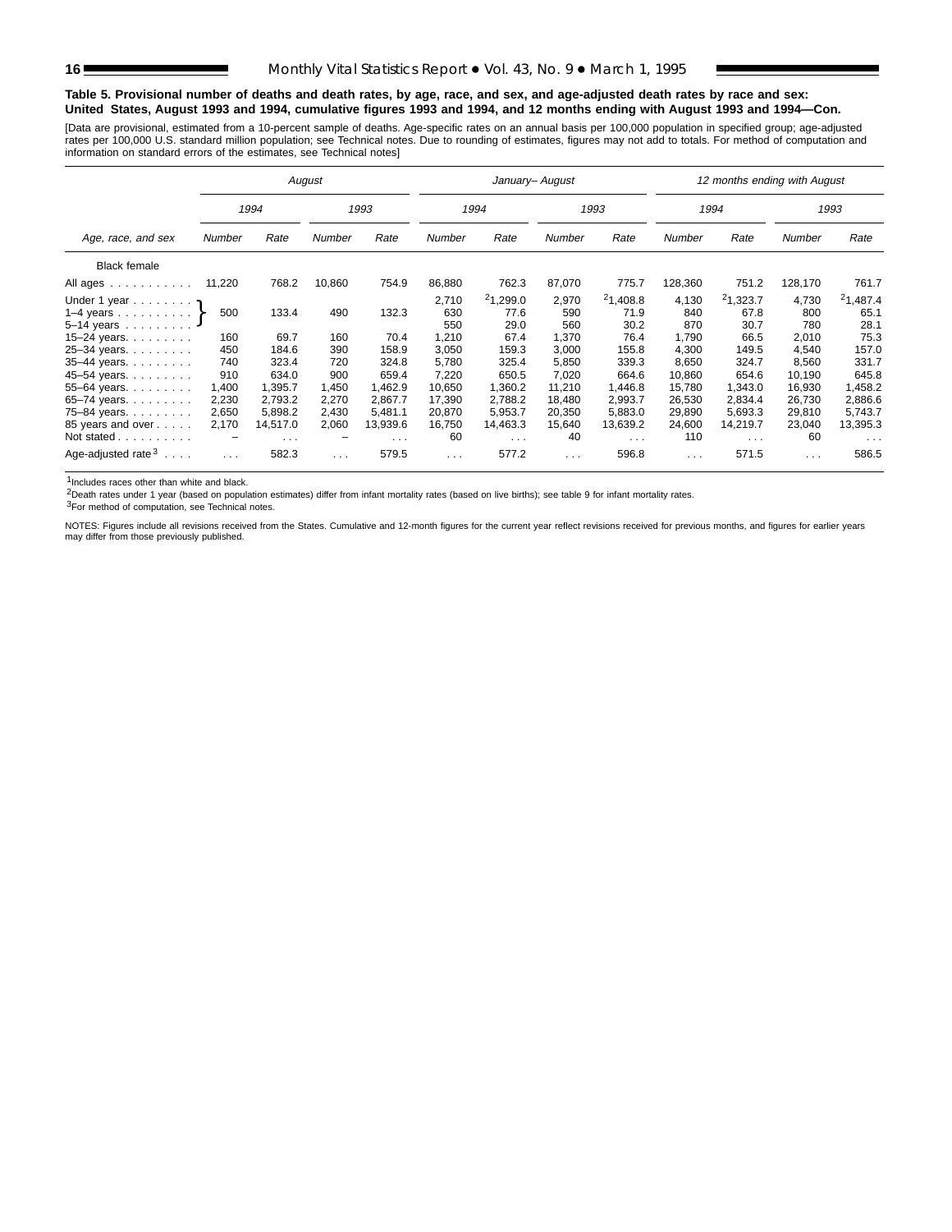**Table 5. Provisional number of deaths and death rates, by age, race, and sex, and age-adjusted death rates by race and sex: United States, August 1993 and 1994, cumulative figures 1993 and 1994, and 12 months ending with August 1993 and 1994—Con.**

[Data are provisional, estimated from a 10-percent sample of deaths. Age-specific rates on an annual basis per 100,000 population in specified group; age-adjusted rates per 100,000 U.S. standard million population; see Technical notes. Due to rounding of estimates, figures may not add to totals. For method of computation and information on standard errors of the estimates, see Technical notes]

| Age, race, and sex | August | | | | January– August | | | | 12 months ending with August | | | |
|---|---|---|---|---|---|---|---|---|---|---|---|---|
| | 1994 | | 1993 | | 1994 | | 1993 | | 1994 | | 1993 | |
| | Number | Rate | Number | Rate | Number | Rate | Number | Rate | Number | Rate | Number | Rate |
| Black female | | | | | | | | | | | | |
| All ages | 11,220 | 768.2 | 10,860 | 754.9 | 86,880 | 762.3 | 87,070 | 775.7 | 128,360 | 751.2 | 128,170 | 761.7 |
| Under 1 year | 500 | 133.4 | 490 | 132.3 | 2,710 | [2]1,299.0 | 2,970 | [2]1,408.8 | 4,130 | [2]1,323.7 | 4,730 | [2]1,487.4 |
| 1–4 years | | | | | 630 | 77.6 | 590 | 71.9 | 840 | 67.8 | 800 | 65.1 |
| 5–14 years | | | | | 550 | 29.0 | 560 | 30.2 | 870 | 30.7 | 780 | 28.1 |
| 15–24 years | 160 | 69.7 | 160 | 70.4 | 1,210 | 67.4 | 1,370 | 76.4 | 1,790 | 66.5 | 2,010 | 75.3 |
| 25–34 years | 450 | 184.6 | 390 | 158.9 | 3,050 | 159.3 | 3,000 | 155.8 | 4,300 | 149.5 | 4,540 | 157.0 |
| 35–44 years | 740 | 323.4 | 720 | 324.8 | 5,780 | 325.4 | 5,850 | 339.3 | 8,650 | 324.7 | 8,560 | 331.7 |
| 45–54 years | 910 | 634.0 | 900 | 659.4 | 7,220 | 650.5 | 7,020 | 664.6 | 10,860 | 654.6 | 10,190 | 645.8 |
| 55–64 years | 1,400 | 1,395.7 | 1,450 | 1,462.9 | 10,650 | 1,360.2 | 11,210 | 1,446.8 | 15,780 | 1,343.0 | 16,930 | 1,458.2 |
| 65–74 years | 2,230 | 2,793.2 | 2,270 | 2,867.7 | 17,390 | 2,788.2 | 18,480 | 2,993.7 | 26,530 | 2,834.4 | 26,730 | 2,886.6 |
| 75–84 years | 2,650 | 5,898.2 | 2,430 | 5,481.1 | 20,870 | 5,953.7 | 20,350 | 5,883.0 | 29,890 | 5,693.3 | 29,810 | 5,743.7 |
| 85 years and over | 2,170 | 14,517.0 | 2,060 | 13,939.6 | 16,750 | 14,463.3 | 15,640 | 13,639.2 | 24,600 | 14,219.7 | 23,040 | 13,395.3 |
| Not stated | – | . . . | – | . . . | 60 | . . . | 40 | . . . | 110 | . . . | 60 | . . . |
| Age-adjusted rate[3] | . . . | 582.3 | . . . | 579.5 | . . . | 577.2 | . . . | 596.8 | . . . | 571.5 | . . . | 586.5 |

Note: In the August columns, the figures for Under 1 year, 1–4 years, and 5–14 years are combined (bracketed) into a single value.

[1]Includes races other than white and black.

[2]Death rates under 1 year (based on population estimates) differ from infant mortality rates (based on live births); see table 9 for infant mortality rates.

[3]For method of computation, see Technical notes.

NOTES: Figures include all revisions received from the States. Cumulative and 12-month figures for the current year reflect revisions received for previous months, and figures for earlier years may differ from those previously published.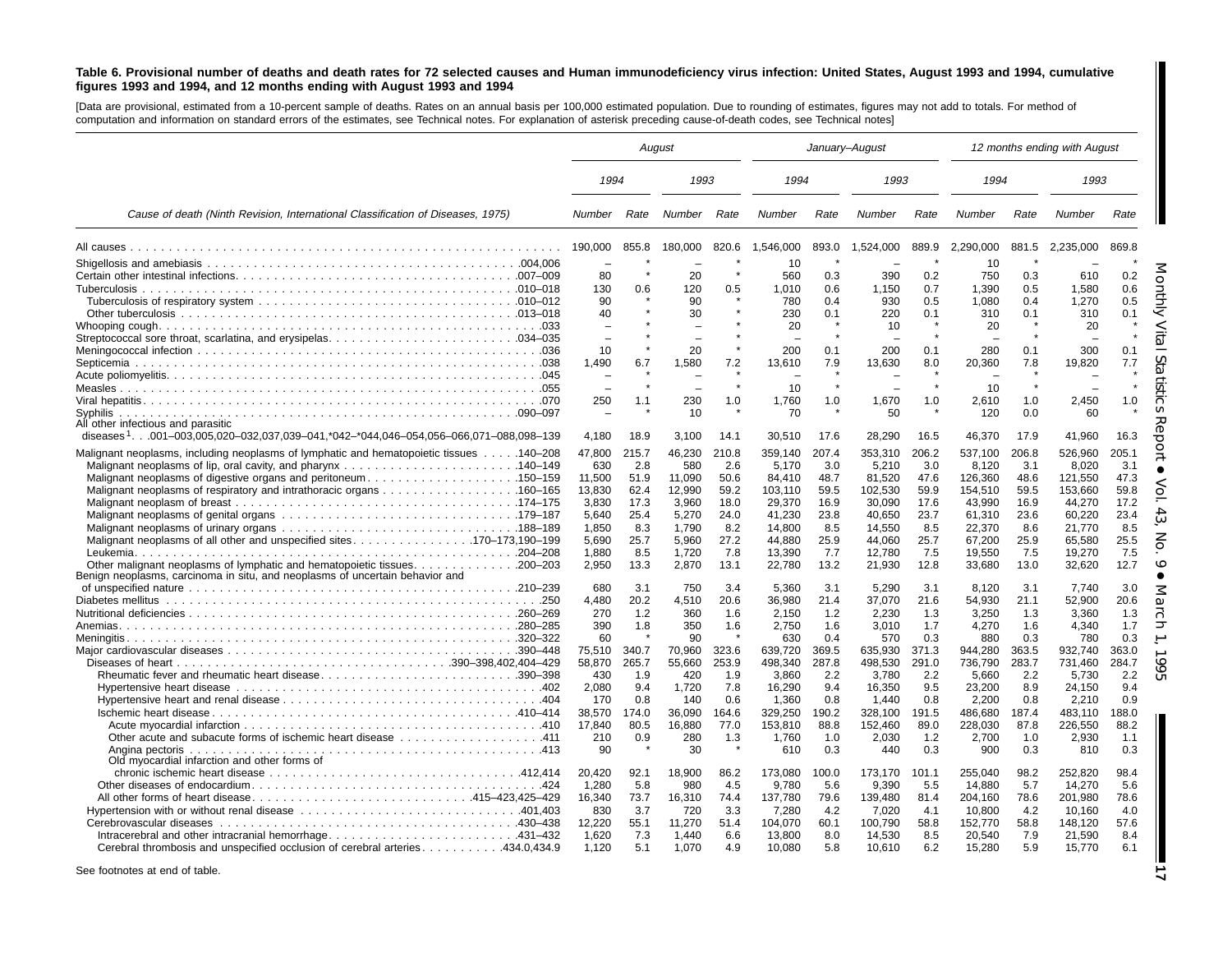**Table 6. Provisional number of deaths and death rates for 72 selected causes and Human immunodeficiency virus infection: United States, August 1993 and 1994, cumulative figures 1993 and 1994, and 12 months ending with August 1993 and 1994**

[Data are provisional, estimated from a 10-percent sample of deaths. Rates on an annual basis per 100,000 estimated population. Due to rounding of estimates, figures may not add to totals. For method of computation and information on standard errors of the estimates, see Technical notes. For explanation of asterisk preceding cause-of-death codes, see Technical notes]

| Cause of death (Ninth Revision, International Classification of Diseases, 1975) | August | | | | January–August | | | | 12 months ending with August | | | |
|---|---|---|---|---|---|---|---|---|---|---|---|---|
| | 1994 | | 1993 | | 1994 | | 1993 | | 1994 | | 1993 | |
| | Number | Rate | Number | Rate | Number | Rate | Number | Rate | Number | Rate | Number | Rate |
| All causes | 190,000 | 855.8 | 180,000 | 820.6 | 1,546,000 | 893.0 | 1,524,000 | 889.9 | 2,290,000 | 881.5 | 2,235,000 | 869.8 |
| Shigellosis and amebiasis .004,006 | – | * | – | * | 10 | * | – | * | 10 | * | – | * |
| Certain other intestinal infections .007–009 | 80 | * | 20 | * | 560 | 0.3 | 390 | 0.2 | 750 | 0.3 | 610 | 0.2 |
| Tuberculosis .010–018 | 130 | 0.6 | 120 | 0.5 | 1,010 | 0.6 | 1,150 | 0.7 | 1,390 | 0.5 | 1,580 | 0.6 |
| Tuberculosis of respiratory system .010–012 | 90 | * | 90 | * | 780 | 0.4 | 930 | 0.5 | 1,080 | 0.4 | 1,270 | 0.5 |
| Other tuberculosis .013–018 | 40 | * | 30 | * | 230 | 0.1 | 220 | 0.1 | 310 | 0.1 | 310 | 0.1 |
| Whooping cough .033 | – | * | – | * | 20 | * | 10 | * | 20 | * | 20 | * |
| Streptococcal sore throat, scarlatina, and erysipelas .034–035 | – | * | – | * | – | * | – | * | – | * | – | * |
| Meningococcal infection .036 | 10 | * | 20 | * | 200 | 0.1 | 200 | 0.1 | 280 | 0.1 | 300 | 0.1 |
| Septicemia .038 | 1,490 | 6.7 | 1,580 | 7.2 | 13,610 | 7.9 | 13,630 | 8.0 | 20,360 | 7.8 | 19,820 | 7.7 |
| Acute poliomyelitis .045 | – | * | – | * | – | * | – | * | – | * | – | * |
| Measles .055 | – | * | – | * | 10 | * | – | * | 10 | * | – | * |
| Viral hepatitis .070 | 250 | 1.1 | 230 | 1.0 | 1,760 | 1.0 | 1,670 | 1.0 | 2,610 | 1.0 | 2,450 | 1.0 |
| Syphilis .090–097 | – | * | 10 | * | 70 | * | 50 | * | 120 | 0.0 | 60 | * |
| All other infectious and parasitic diseases[1] .001–003,005,020–032,037,039–041,*042–*044,046–054,056–066,071–088,098–139 | 4,180 | 18.9 | 3,100 | 14.1 | 30,510 | 17.6 | 28,290 | 16.5 | 46,370 | 17.9 | 41,960 | 16.3 |
| Malignant neoplasms, including neoplasms of lymphatic and hematopoietic tissues .140–208 | 47,800 | 215.7 | 46,230 | 210.8 | 359,140 | 207.4 | 353,310 | 206.2 | 537,100 | 206.8 | 526,960 | 205.1 |
| Malignant neoplasms of lip, oral cavity, and pharynx .140–149 | 630 | 2.8 | 580 | 2.6 | 5,170 | 3.0 | 5,210 | 3.0 | 8,120 | 3.1 | 8,020 | 3.1 |
| Malignant neoplasms of digestive organs and peritoneum .150–159 | 11,500 | 51.9 | 11,090 | 50.6 | 84,410 | 48.7 | 81,520 | 47.6 | 126,360 | 48.6 | 121,550 | 47.3 |
| Malignant neoplasms of respiratory and intrathoracic organs .160–165 | 13,830 | 62.4 | 12,990 | 59.2 | 103,110 | 59.5 | 102,530 | 59.9 | 154,510 | 59.5 | 153,660 | 59.8 |
| Malignant neoplasm of breast .174–175 | 3,830 | 17.3 | 3,960 | 18.0 | 29,370 | 16.9 | 30,090 | 17.6 | 43,990 | 16.9 | 44,270 | 17.2 |
| Malignant neoplasms of genital organs .179–187 | 5,640 | 25.4 | 5,270 | 24.0 | 41,230 | 23.8 | 40,650 | 23.7 | 61,310 | 23.6 | 60,220 | 23.4 |
| Malignant neoplasms of urinary organs .188–189 | 1,850 | 8.3 | 1,790 | 8.2 | 14,800 | 8.5 | 14,550 | 8.5 | 22,370 | 8.6 | 21,770 | 8.5 |
| Malignant neoplasms of all other and unspecified sites .170–173,190–199 | 5,690 | 25.7 | 5,960 | 27.2 | 44,880 | 25.9 | 44,060 | 25.7 | 67,200 | 25.9 | 65,580 | 25.5 |
| Leukemia .204–208 | 1,880 | 8.5 | 1,720 | 7.8 | 13,390 | 7.7 | 12,780 | 7.5 | 19,550 | 7.5 | 19,270 | 7.5 |
| Other malignant neoplasms of lymphatic and hematopoietic tissues .200–203 | 2,950 | 13.3 | 2,870 | 13.1 | 22,780 | 13.2 | 21,930 | 12.8 | 33,680 | 13.0 | 32,620 | 12.7 |
| Benign neoplasms, carcinoma in situ, and neoplasms of uncertain behavior and of unspecified nature .210–239 | 680 | 3.1 | 750 | 3.4 | 5,360 | 3.1 | 5,290 | 3.1 | 8,120 | 3.1 | 7,740 | 3.0 |
| Diabetes mellitus .250 | 4,480 | 20.2 | 4,510 | 20.6 | 36,980 | 21.4 | 37,070 | 21.6 | 54,930 | 21.1 | 52,900 | 20.6 |
| Nutritional deficiencies .260–269 | 270 | 1.2 | 360 | 1.6 | 2,150 | 1.2 | 2,230 | 1.3 | 3,250 | 1.3 | 3,360 | 1.3 |
| Anemias .280–285 | 390 | 1.8 | 350 | 1.6 | 2,750 | 1.6 | 3,010 | 1.7 | 4,270 | 1.6 | 4,340 | 1.7 |
| Meningitis .320–322 | 60 | * | 90 | * | 630 | 0.4 | 570 | 0.3 | 880 | 0.3 | 780 | 0.3 |
| Major cardiovascular diseases .390–448 | 75,510 | 340.7 | 70,960 | 323.6 | 639,720 | 369.5 | 635,930 | 371.3 | 944,280 | 363.5 | 932,740 | 363.0 |
| Diseases of heart .390–398,402,404–429 | 58,870 | 265.7 | 55,660 | 253.9 | 498,340 | 287.8 | 498,530 | 291.0 | 736,790 | 283.7 | 731,460 | 284.7 |
| Rheumatic fever and rheumatic heart disease .390–398 | 430 | 1.9 | 420 | 1.9 | 3,860 | 2.2 | 3,780 | 2.2 | 5,660 | 2.2 | 5,730 | 2.2 |
| Hypertensive heart disease .402 | 2,080 | 9.4 | 1,720 | 7.8 | 16,290 | 9.4 | 16,350 | 9.5 | 23,200 | 8.9 | 24,150 | 9.4 |
| Hypertensive heart and renal disease .404 | 170 | 0.8 | 140 | 0.6 | 1,360 | 0.8 | 1,440 | 0.8 | 2,200 | 0.8 | 2,210 | 0.9 |
| Ischemic heart disease .410–414 | 38,570 | 174.0 | 36,090 | 164.6 | 329,250 | 190.2 | 328,100 | 191.5 | 486,680 | 187.4 | 483,110 | 188.0 |
| Acute myocardial infarction .410 | 17,840 | 80.5 | 16,880 | 77.0 | 153,810 | 88.8 | 152,460 | 89.0 | 228,030 | 87.8 | 226,550 | 88.2 |
| Other acute and subacute forms of ischemic heart disease .411 | 210 | 0.9 | 280 | 1.3 | 1,760 | 1.0 | 2,030 | 1.2 | 2,700 | 1.0 | 2,930 | 1.1 |
| Angina pectoris .413 | 90 | * | 30 | * | 610 | 0.3 | 440 | 0.3 | 900 | 0.3 | 810 | 0.3 |
| Old myocardial infarction and other forms of chronic ischemic heart disease .412,414 | 20,420 | 92.1 | 18,900 | 86.2 | 173,080 | 100.0 | 173,170 | 101.1 | 255,040 | 98.2 | 252,820 | 98.4 |
| Other diseases of endocardium .424 | 1,280 | 5.8 | 980 | 4.5 | 9,780 | 5.6 | 9,390 | 5.5 | 14,880 | 5.7 | 14,270 | 5.6 |
| All other forms of heart disease .415–423,425–429 | 16,340 | 73.7 | 16,310 | 74.4 | 137,780 | 79.6 | 139,480 | 81.4 | 204,160 | 78.6 | 201,980 | 78.6 |
| Hypertension with or without renal disease .401,403 | 830 | 3.7 | 720 | 3.3 | 7,280 | 4.2 | 7,020 | 4.1 | 10,800 | 4.2 | 10,160 | 4.0 |
| Cerebrovascular diseases .430–438 | 12,220 | 55.1 | 11,270 | 51.4 | 104,070 | 60.1 | 100,790 | 58.8 | 152,770 | 58.8 | 148,120 | 57.6 |
| Intracerebral and other intracranial hemorrhage .431–432 | 1,620 | 7.3 | 1,440 | 6.6 | 13,800 | 8.0 | 14,530 | 8.5 | 20,540 | 7.9 | 21,590 | 8.4 |
| Cerebral thrombosis and unspecified occlusion of cerebral arteries .434.0,434.9 | 1,120 | 5.1 | 1,070 | 4.9 | 10,080 | 5.8 | 10,610 | 6.2 | 15,280 | 5.9 | 15,770 | 6.1 |

See footnotes at end of table.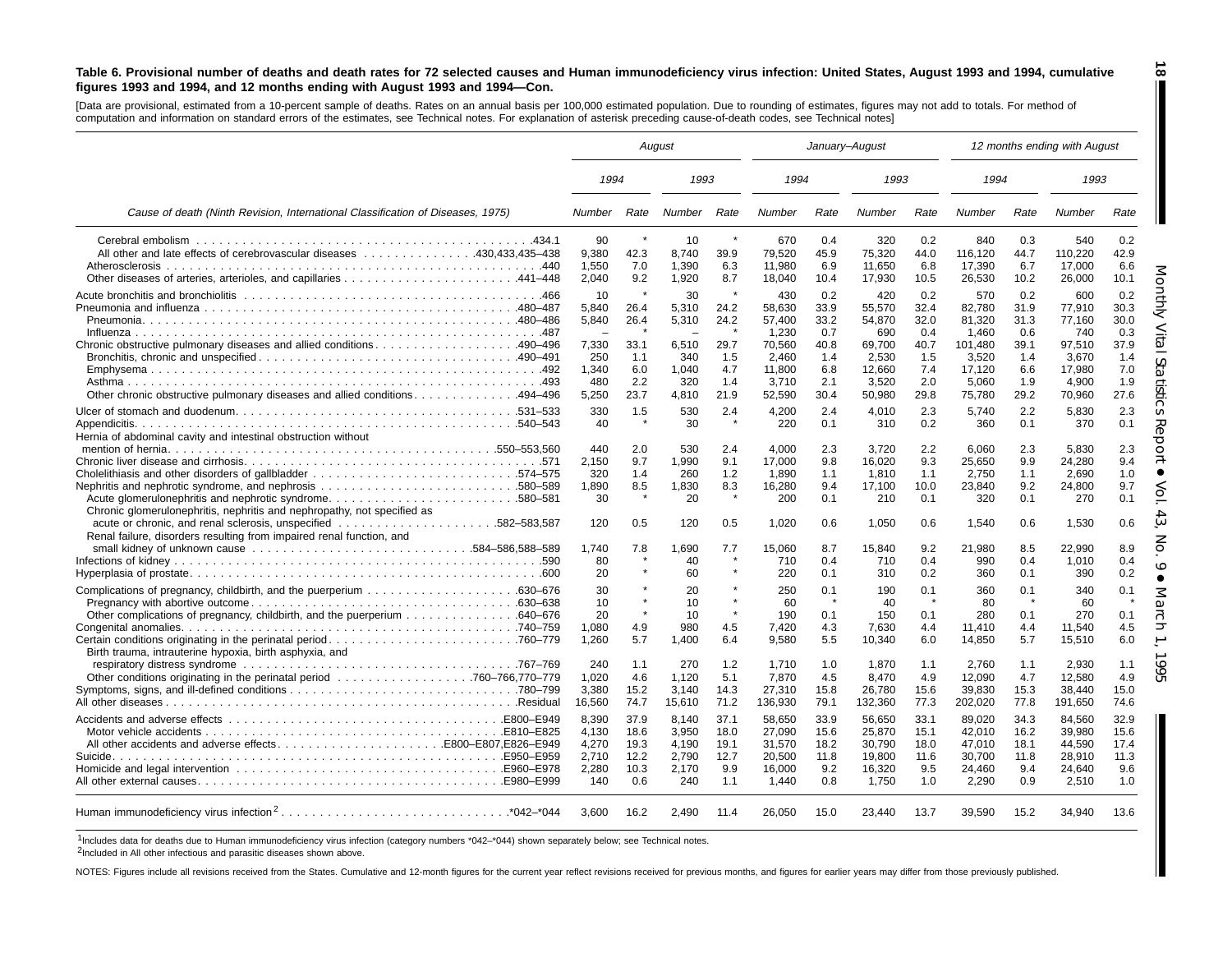**Table 6. Provisional number of deaths and death rates for 72 selected causes and Human immunodeficiency virus infection: United States, August 1993 and 1994, cumulative figures 1993 and 1994, and 12 months ending with August 1993 and 1994—Con.**

[Data are provisional, estimated from a 10-percent sample of deaths. Rates on an annual basis per 100,000 estimated population. Due to rounding of estimates, figures may not add to totals. For method of computation and information on standard errors of the estimates, see Technical notes. For explanation of asterisk preceding cause-of-death codes, see Technical notes]

| Cause of death (Ninth Revision, International Classification of Diseases, 1975) | August | | | | January–August | | | | 12 months ending with August | | | |
|---|---|---|---|---|---|---|---|---|---|---|---|---|
| | 1994 | | 1993 | | 1994 | | 1993 | | 1994 | | 1993 | |
| | Number | Rate | Number | Rate | Number | Rate | Number | Rate | Number | Rate | Number | Rate |
| Cerebral embolism .434.1 | 90 | * | 10 | * | 670 | 0.4 | 320 | 0.2 | 840 | 0.3 | 540 | 0.2 |
| All other and late effects of cerebrovascular diseases .430,433,435–438 | 9,380 | 42.3 | 8,740 | 39.9 | 79,520 | 45.9 | 75,320 | 44.0 | 116,120 | 44.7 | 110,220 | 42.9 |
| Atherosclerosis .440 | 1,550 | 7.0 | 1,390 | 6.3 | 11,980 | 6.9 | 11,650 | 6.8 | 17,390 | 6.7 | 17,000 | 6.6 |
| Other diseases of arteries, arterioles, and capillaries .441–448 | 2,040 | 9.2 | 1,920 | 8.7 | 18,040 | 10.4 | 17,930 | 10.5 | 26,530 | 10.2 | 26,000 | 10.1 |
| Acute bronchitis and bronchiolitis .466 | 10 | * | 30 | * | 430 | 0.2 | 420 | 0.2 | 570 | 0.2 | 600 | 0.2 |
| Pneumonia and influenza .480–487 | 5,840 | 26.4 | 5,310 | 24.2 | 58,630 | 33.9 | 55,570 | 32.4 | 82,780 | 31.9 | 77,910 | 30.3 |
| Pneumonia .480–486 | 5,840 | 26.4 | 5,310 | 24.2 | 57,400 | 33.2 | 54,870 | 32.0 | 81,320 | 31.3 | 77,160 | 30.0 |
| Influenza .487 | – | * | – | * | 1,230 | 0.7 | 690 | 0.4 | 1,460 | 0.6 | 740 | 0.3 |
| Chronic obstructive pulmonary diseases and allied conditions .490–496 | 7,330 | 33.1 | 6,510 | 29.7 | 70,560 | 40.8 | 69,700 | 40.7 | 101,480 | 39.1 | 97,510 | 37.9 |
| Bronchitis, chronic and unspecified .490–491 | 250 | 1.1 | 340 | 1.5 | 2,460 | 1.4 | 2,530 | 1.5 | 3,520 | 1.4 | 3,670 | 1.4 |
| Emphysema .492 | 1,340 | 6.0 | 1,040 | 4.7 | 11,800 | 6.8 | 12,660 | 7.4 | 17,120 | 6.6 | 17,980 | 7.0 |
| Asthma .493 | 480 | 2.2 | 320 | 1.4 | 3,710 | 2.1 | 3,520 | 2.0 | 5,060 | 1.9 | 4,900 | 1.9 |
| Other chronic obstructive pulmonary diseases and allied conditions .494–496 | 5,250 | 23.7 | 4,810 | 21.9 | 52,590 | 30.4 | 50,980 | 29.8 | 75,780 | 29.2 | 70,960 | 27.6 |
| Ulcer of stomach and duodenum .531–533 | 330 | 1.5 | 530 | 2.4 | 4,200 | 2.4 | 4,010 | 2.3 | 5,740 | 2.2 | 5,830 | 2.3 |
| Appendicitis .540–543 | 40 | * | 30 | * | 220 | 0.1 | 310 | 0.2 | 360 | 0.1 | 370 | 0.1 |
| Hernia of abdominal cavity and intestinal obstruction without mention of hernia .550–553,560 | 440 | 2.0 | 530 | 2.4 | 4,000 | 2.3 | 3,720 | 2.2 | 6,060 | 2.3 | 5,830 | 2.3 |
| Chronic liver disease and cirrhosis .571 | 2,150 | 9.7 | 1,990 | 9.1 | 17,000 | 9.8 | 16,020 | 9.3 | 25,650 | 9.9 | 24,280 | 9.4 |
| Cholelithiasis and other disorders of gallbladder .574–575 | 320 | 1.4 | 260 | 1.2 | 1,890 | 1.1 | 1,810 | 1.1 | 2,750 | 1.1 | 2,690 | 1.0 |
| Nephritis, nephrotic syndrome, and nephrosis .580–589 | 1,890 | 8.5 | 1,830 | 8.3 | 16,280 | 9.4 | 17,100 | 10.0 | 23,840 | 9.2 | 24,800 | 9.7 |
| Acute glomerulonephritis and nephrotic syndrome .580–581 | 30 | * | 20 | * | 200 | 0.1 | 210 | 0.1 | 320 | 0.1 | 270 | 0.1 |
| Chronic glomerulonephritis, nephritis and nephropathy, not specified as acute or chronic, and renal sclerosis, unspecified .582–583,587 | 120 | 0.5 | 120 | 0.5 | 1,020 | 0.6 | 1,050 | 0.6 | 1,540 | 0.6 | 1,530 | 0.6 |
| Renal failure, disorders resulting from impaired renal function, and small kidney of unknown cause .584–586,588–589 | 1,740 | 7.8 | 1,690 | 7.7 | 15,060 | 8.7 | 15,840 | 9.2 | 21,980 | 8.5 | 22,990 | 8.9 |
| Infections of kidney .590 | 80 | * | 40 | * | 710 | 0.4 | 710 | 0.4 | 990 | 0.4 | 1,010 | 0.4 |
| Hyperplasia of prostate .600 | 20 | * | 60 | * | 220 | 0.1 | 310 | 0.2 | 360 | 0.1 | 390 | 0.2 |
| Complications of pregnancy, childbirth, and the puerperium .630–676 | 30 | * | 20 | * | 250 | 0.1 | 190 | 0.1 | 360 | 0.1 | 340 | 0.1 |
| Pregnancy with abortive outcome .630–638 | 10 | * | 10 | * | 60 | * | 40 | * | 80 | * | 60 | * |
| Other complications of pregnancy, childbirth, and the puerperium .640–676 | 20 | * | 10 | * | 190 | 0.1 | 150 | 0.1 | 280 | 0.1 | 270 | 0.1 |
| Congenital anomalies .740–759 | 1,080 | 4.9 | 980 | 4.5 | 7,420 | 4.3 | 7,630 | 4.4 | 11,410 | 4.4 | 11,540 | 4.5 |
| Certain conditions originating in the perinatal period .760–779 | 1,260 | 5.7 | 1,400 | 6.4 | 9,580 | 5.5 | 10,340 | 6.0 | 14,850 | 5.7 | 15,510 | 6.0 |
| Birth trauma, intrauterine hypoxia, birth asphyxia, and respiratory distress syndrome .767–769 | 240 | 1.1 | 270 | 1.2 | 1,710 | 1.0 | 1,870 | 1.1 | 2,760 | 1.1 | 2,930 | 1.1 |
| Other conditions originating in the perinatal period .760–766,770–779 | 1,020 | 4.6 | 1,120 | 5.1 | 7,870 | 4.5 | 8,470 | 4.9 | 12,090 | 4.7 | 12,580 | 4.9 |
| Symptoms, signs, and ill-defined conditions .780–799 | 3,380 | 15.2 | 3,140 | 14.3 | 27,310 | 15.8 | 26,780 | 15.6 | 39,830 | 15.3 | 38,440 | 15.0 |
| All other diseases .Residual | 16,560 | 74.7 | 15,610 | 71.2 | 136,930 | 79.1 | 132,360 | 77.3 | 202,020 | 77.8 | 191,650 | 74.6 |
| Accidents and adverse effects .E800–E949 | 8,390 | 37.9 | 8,140 | 37.1 | 58,650 | 33.9 | 56,650 | 33.1 | 89,020 | 34.3 | 84,560 | 32.9 |
| Motor vehicle accidents .E810–E825 | 4,130 | 18.6 | 3,950 | 18.0 | 27,090 | 15.6 | 25,870 | 15.1 | 42,010 | 16.2 | 39,980 | 15.6 |
| All other accidents and adverse effects .E800–E807,E826–E949 | 4,270 | 19.3 | 4,190 | 19.1 | 31,570 | 18.2 | 30,790 | 18.0 | 47,010 | 18.1 | 44,590 | 17.4 |
| Suicide .E950–E959 | 2,710 | 12.2 | 2,790 | 12.7 | 20,500 | 11.8 | 19,800 | 11.6 | 30,700 | 11.8 | 28,910 | 11.3 |
| Homicide and legal intervention .E960–E978 | 2,280 | 10.3 | 2,170 | 9.9 | 16,000 | 9.2 | 16,320 | 9.5 | 24,460 | 9.4 | 24,640 | 9.6 |
| All other external causes .E980–E999 | 140 | 0.6 | 240 | 1.1 | 1,440 | 0.8 | 1,750 | 1.0 | 2,290 | 0.9 | 2,510 | 1.0 |
| Human immunodeficiency virus infection[2] .*042–*044 | 3,600 | 16.2 | 2,490 | 11.4 | 26,050 | 15.0 | 23,440 | 13.7 | 39,590 | 15.2 | 34,940 | 13.6 |

[1]Includes data for deaths due to Human immunodeficiency virus infection (category numbers *042–*044) shown separately below; see Technical notes.

[2]Included in All other infectious and parasitic diseases shown above.

NOTES: Figures include all revisions received from the States. Cumulative and 12-month figures for the current year reflect revisions received for previous months, and figures for earlier years may differ from those previously published.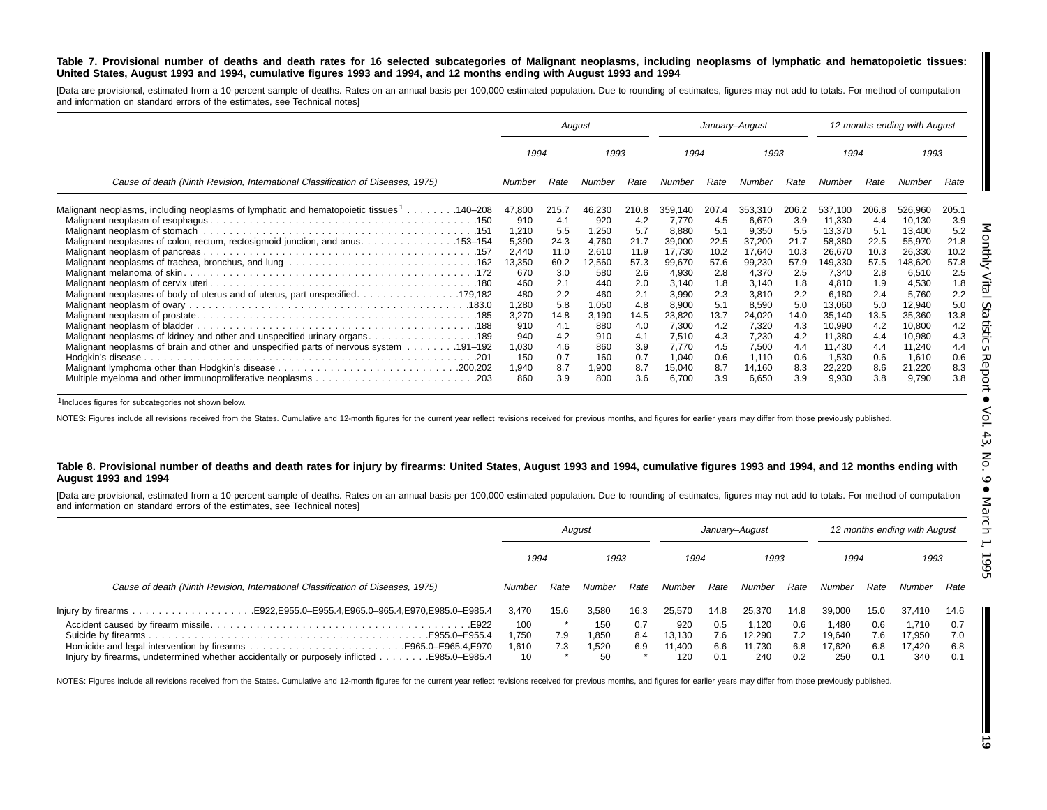**Table 7. Provisional number of deaths and death rates for 16 selected subcategories of Malignant neoplasms, including neoplasms of lymphatic and hematopoietic tissues: United States, August 1993 and 1994, cumulative figures 1993 and 1994, and 12 months ending with August 1993 and 1994**

[Data are provisional, estimated from a 10-percent sample of deaths. Rates on an annual basis per 100,000 estimated population. Due to rounding of estimates, figures may not add to totals. For method of computation and information on standard errors of the estimates, see Technical notes]

| Cause of death (Ninth Revision, International Classification of Diseases, 1975) | August | | | | January–August | | | | 12 months ending with August | | | |
|---|---|---|---|---|---|---|---|---|---|---|---|---|
| | 1994 | | 1993 | | 1994 | | 1993 | | 1994 | | 1993 | |
| | Number | Rate | Number | Rate | Number | Rate | Number | Rate | Number | Rate | Number | Rate |
| Malignant neoplasms, including neoplasms of lymphatic and hematopoietic tissues[1] . . . . . . . .140–208 | 47,800 | 215.7 | 46,230 | 210.8 | 359,140 | 207.4 | 353,310 | 206.2 | 537,100 | 206.8 | 526,960 | 205.1 |
| Malignant neoplasm of esophagus . . . . . .150 | 910 | 4.1 | 920 | 4.2 | 7,770 | 4.5 | 6,670 | 3.9 | 11,330 | 4.4 | 10,130 | 3.9 |
| Malignant neoplasm of stomach . . . . . .151 | 1,210 | 5.5 | 1,250 | 5.7 | 8,880 | 5.1 | 9,350 | 5.5 | 13,370 | 5.1 | 13,400 | 5.2 |
| Malignant neoplasms of colon, rectum, rectosigmoid junction, and anus. . . . . .153–154 | 5,390 | 24.3 | 4,760 | 21.7 | 39,000 | 22.5 | 37,200 | 21.7 | 58,380 | 22.5 | 55,970 | 21.8 |
| Malignant neoplasm of pancreas . . . . . .157 | 2,440 | 11.0 | 2,610 | 11.9 | 17,730 | 10.2 | 17,640 | 10.3 | 26,670 | 10.3 | 26,330 | 10.2 |
| Malignant neoplasms of trachea, bronchus, and lung . . . . . .162 | 13,350 | 60.2 | 12,560 | 57.3 | 99,670 | 57.6 | 99,230 | 57.9 | 149,330 | 57.5 | 148,620 | 57.8 |
| Malignant melanoma of skin . . . . . .172 | 670 | 3.0 | 580 | 2.6 | 4,930 | 2.8 | 4,370 | 2.5 | 7,340 | 2.8 | 6,510 | 2.5 |
| Malignant neoplasm of cervix uteri . . . . . .180 | 460 | 2.1 | 440 | 2.0 | 3,140 | 1.8 | 3,140 | 1.8 | 4,810 | 1.9 | 4,530 | 1.8 |
| Malignant neoplasms of body of uterus and of uterus, part unspecified. . . . . .179,182 | 480 | 2.2 | 460 | 2.1 | 3,990 | 2.3 | 3,810 | 2.2 | 6,180 | 2.4 | 5,760 | 2.2 |
| Malignant neoplasm of ovary . . . . . .183.0 | 1,280 | 5.8 | 1,050 | 4.8 | 8,900 | 5.1 | 8,590 | 5.0 | 13,060 | 5.0 | 12,940 | 5.0 |
| Malignant neoplasm of prostate. . . . . .185 | 3,270 | 14.8 | 3,190 | 14.5 | 23,820 | 13.7 | 24,020 | 14.0 | 35,140 | 13.5 | 35,360 | 13.8 |
| Malignant neoplasm of bladder . . . . . .188 | 910 | 4.1 | 880 | 4.0 | 7,300 | 4.2 | 7,320 | 4.3 | 10,990 | 4.2 | 10,800 | 4.2 |
| Malignant neoplasms of kidney and other and unspecified urinary organs. . . . . .189 | 940 | 4.2 | 910 | 4.1 | 7,510 | 4.3 | 7,230 | 4.2 | 11,380 | 4.4 | 10,980 | 4.3 |
| Malignant neoplasms of brain and other and unspecified parts of nervous system . . . . . .191–192 | 1,030 | 4.6 | 860 | 3.9 | 7,770 | 4.5 | 7,500 | 4.4 | 11,430 | 4.4 | 11,240 | 4.4 |
| Hodgkin's disease . . . . . .201 | 150 | 0.7 | 160 | 0.7 | 1,040 | 0.6 | 1,110 | 0.6 | 1,530 | 0.6 | 1,610 | 0.6 |
| Malignant lymphoma other than Hodgkin's disease . . . . . .200,202 | 1,940 | 8.7 | 1,900 | 8.7 | 15,040 | 8.7 | 14,160 | 8.3 | 22,220 | 8.6 | 21,220 | 8.3 |
| Multiple myeloma and other immunoproliferative neoplasms . . . . . .203 | 860 | 3.9 | 800 | 3.6 | 6,700 | 3.9 | 6,650 | 3.9 | 9,930 | 3.8 | 9,790 | 3.8 |

[1]Includes figures for subcategories not shown below.

NOTES: Figures include all revisions received from the States. Cumulative and 12-month figures for the current year reflect revisions received for previous months, and figures for earlier years may differ from those previously published.

**Table 8. Provisional number of deaths and death rates for injury by firearms: United States, August 1993 and 1994, cumulative figures 1993 and 1994, and 12 months ending with August 1993 and 1994**

[Data are provisional, estimated from a 10-percent sample of deaths. Rates on an annual basis per 100,000 estimated population. Due to rounding of estimates, figures may not add to totals. For method of computation and information on standard errors of the estimates, see Technical notes]

| Cause of death (Ninth Revision, International Classification of Diseases, 1975) | August | | | | January–August | | | | 12 months ending with August | | | |
|---|---|---|---|---|---|---|---|---|---|---|---|---|
| | 1994 | | 1993 | | 1994 | | 1993 | | 1994 | | 1993 | |
| | Number | Rate | Number | Rate | Number | Rate | Number | Rate | Number | Rate | Number | Rate |
| Injury by firearms . . . . . .E922,E955.0–E955.4,E965.0–965.4,E970,E985.0–E985.4 | 3,470 | 15.6 | 3,580 | 16.3 | 25,570 | 14.8 | 25,370 | 14.8 | 39,000 | 15.0 | 37,410 | 14.6 |
| Accident caused by firearm missile. . . . . .E922 | 100 | * | 150 | 0.7 | 920 | 0.5 | 1,120 | 0.6 | 1,480 | 0.6 | 1,710 | 0.7 |
| Suicide by firearms . . . . . .E955.0–E955.4 | 1,750 | 7.9 | 1,850 | 8.4 | 13,130 | 7.6 | 12,290 | 7.2 | 19,640 | 7.6 | 17,950 | 7.0 |
| Homicide and legal intervention by firearms . . . . . .E965.0–E965.4,E970 | 1,610 | 7.3 | 1,520 | 6.9 | 11,400 | 6.6 | 11,730 | 6.8 | 17,620 | 6.8 | 17,420 | 6.8 |
| Injury by firearms, undetermined whether accidentally or purposely inflicted . . . . . .E985.0–E985.4 | 10 | * | 50 | * | 120 | 0.1 | 240 | 0.2 | 250 | 0.1 | 340 | 0.1 |

NOTES: Figures include all revisions received from the States. Cumulative and 12-month figures for the current year reflect revisions received for previous months, and figures for earlier years may differ from those previously published.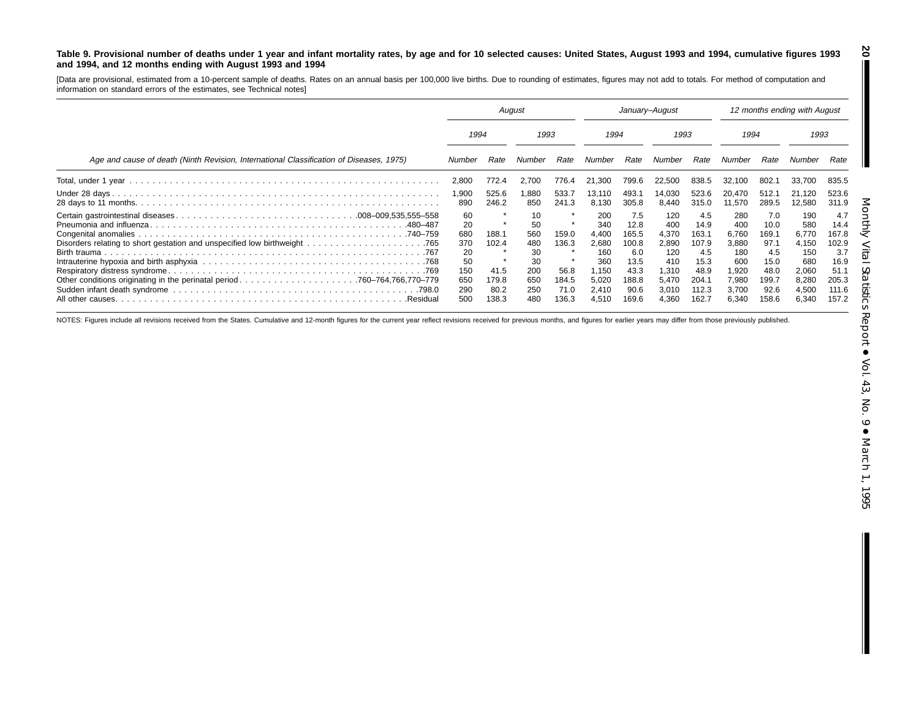**Table 9. Provisional number of deaths under 1 year and infant mortality rates, by age and for 10 selected causes: United States, August 1993 and 1994, cumulative figures 1993 and 1994, and 12 months ending with August 1993 and 1994**

[Data are provisional, estimated from a 10-percent sample of deaths. Rates on an annual basis per 100,000 live births. Due to rounding of estimates, figures may not add to totals. For method of computation and information on standard errors of the estimates, see Technical notes]

| Age and cause of death (Ninth Revision, International Classification of Diseases, 1975) | August | | | | January–August | | | | 12 months ending with August | | | |
|---|---|---|---|---|---|---|---|---|---|---|---|---|
| | 1994 | | 1993 | | 1994 | | 1993 | | 1994 | | 1993 | |
| | Number | Rate | Number | Rate | Number | Rate | Number | Rate | Number | Rate | Number | Rate |
| Total, under 1 year | 2,800 | 772.4 | 2,700 | 776.4 | 21,300 | 799.6 | 22,500 | 838.5 | 32,100 | 802.1 | 33,700 | 835.5 |
| Under 28 days | 1,900 | 525.6 | 1,880 | 533.7 | 13,110 | 493.1 | 14,030 | 523.6 | 20,470 | 512.1 | 21,120 | 523.6 |
| 28 days to 11 months | 890 | 246.2 | 850 | 241.3 | 8,130 | 305.8 | 8,440 | 315.0 | 11,570 | 289.5 | 12,580 | 311.9 |
| Certain gastrointestinal diseases ...008–009,535,555–558 | 60 | * | 10 | * | 200 | 7.5 | 120 | 4.5 | 280 | 7.0 | 190 | 4.7 |
| Pneumonia and influenza ...480–487 | 20 | * | 50 | * | 340 | 12.8 | 400 | 14.9 | 400 | 10.0 | 580 | 14.4 |
| Congenital anomalies ...740–759 | 680 | 188.1 | 560 | 159.0 | 4,400 | 165.5 | 4,370 | 163.1 | 6,760 | 169.1 | 6,770 | 167.8 |
| Disorders relating to short gestation and unspecified low birthweight ...765 | 370 | 102.4 | 480 | 136.3 | 2,680 | 100.8 | 2,890 | 107.9 | 3,880 | 97.1 | 4,150 | 102.9 |
| Birth trauma ...767 | 20 | * | 30 | * | 160 | 6.0 | 120 | 4.5 | 180 | 4.5 | 150 | 3.7 |
| Intrauterine hypoxia and birth asphyxia ...768 | 50 | * | 30 | * | 360 | 13.5 | 410 | 15.3 | 600 | 15.0 | 680 | 16.9 |
| Respiratory distress syndrome ...769 | 150 | 41.5 | 200 | 56.8 | 1,150 | 43.3 | 1,310 | 48.9 | 1,920 | 48.0 | 2,060 | 51.1 |
| Other conditions originating in the perinatal period ...760–764,766,770–779 | 650 | 179.8 | 650 | 184.5 | 5,020 | 188.8 | 5,470 | 204.1 | 7,980 | 199.7 | 8,280 | 205.3 |
| Sudden infant death syndrome ...798.0 | 290 | 80.2 | 250 | 71.0 | 2,410 | 90.6 | 3,010 | 112.3 | 3,700 | 92.6 | 4,500 | 111.6 |
| All other causes ...Residual | 500 | 138.3 | 480 | 136.3 | 4,510 | 169.6 | 4,360 | 162.7 | 6,340 | 158.6 | 6,340 | 157.2 |

NOTES: Figures include all revisions received from the States. Cumulative and 12-month figures for the current year reflect revisions received for previous months, and figures for earlier years may differ from those previously published.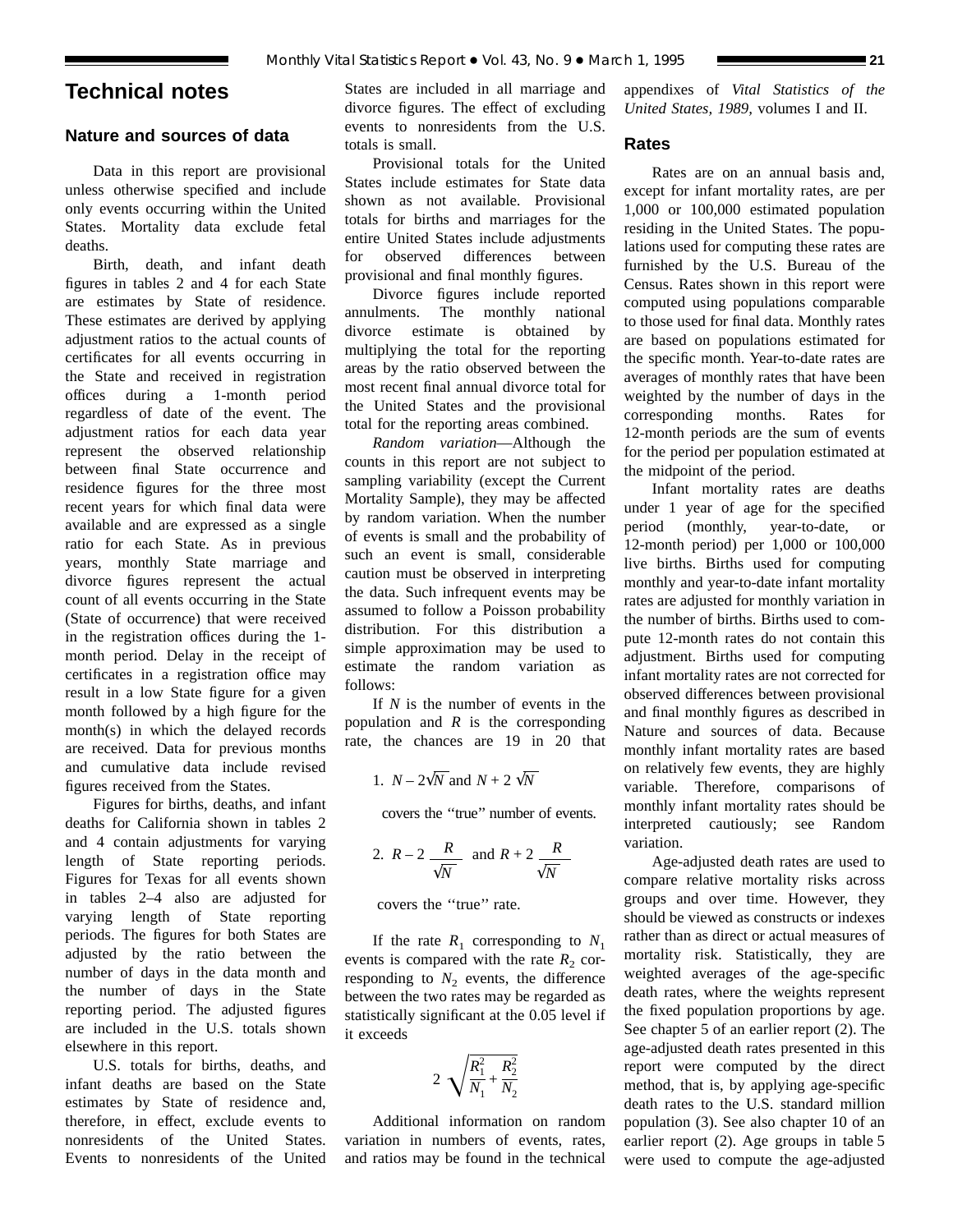## Technical notes

### Nature and sources of data

Data in this report are provisional unless otherwise specified and include only events occurring within the United States. Mortality data exclude fetal deaths.

Birth, death, and infant death figures in tables 2 and 4 for each State are estimates by State of residence. These estimates are derived by applying adjustment ratios to the actual counts of certificates for all events occurring in the State and received in registration offices during a 1-month period regardless of date of the event. The adjustment ratios for each data year represent the observed relationship between final State occurrence and residence figures for the three most recent years for which final data were available and are expressed as a single ratio for each State. As in previous years, monthly State marriage and divorce figures represent the actual count of all events occurring in the State (State of occurrence) that were received in the registration offices during the 1-month period. Delay in the receipt of certificates in a registration office may result in a low State figure for a given month followed by a high figure for the month(s) in which the delayed records are received. Data for previous months and cumulative data include revised figures received from the States.

Figures for births, deaths, and infant deaths for California shown in tables 2 and 4 contain adjustments for varying length of State reporting periods. Figures for Texas for all events shown in tables 2–4 also are adjusted for varying length of State reporting periods. The figures for both States are adjusted by the ratio between the number of days in the data month and the number of days in the State reporting period. The adjusted figures are included in the U.S. totals shown elsewhere in this report.

U.S. totals for births, deaths, and infant deaths are based on the State estimates by State of residence and, therefore, in effect, exclude events to nonresidents of the United States. Events to nonresidents of the United States are included in all marriage and divorce figures. The effect of excluding events to nonresidents from the U.S. totals is small.

Provisional totals for the United States include estimates for State data shown as not available. Provisional totals for births and marriages for the entire United States include adjustments for observed differences between provisional and final monthly figures.

Divorce figures include reported annulments. The monthly national divorce estimate is obtained by multiplying the total for the reporting areas by the ratio observed between the most recent final annual divorce total for the United States and the provisional total for the reporting areas combined.

*Random variation*—Although the counts in this report are not subject to sampling variability (except the Current Mortality Sample), they may be affected by random variation. When the number of events is small and the probability of such an event is small, considerable caution must be observed in interpreting the data. Such infrequent events may be assumed to follow a Poisson probability distribution. For this distribution a simple approximation may be used to estimate the random variation as follows:

If $N$ is the number of events in the population and $R$ is the corresponding rate, the chances are 19 in 20 that

1. $N - 2\sqrt{N}$ and $N + 2\sqrt{N}$

covers the "true" number of events.

2. $R - 2\dfrac{R}{\sqrt{N}}$ and $R + 2\dfrac{R}{\sqrt{N}}$

covers the "true" rate.

If the rate $R_1$ corresponding to $N_1$ events is compared with the rate $R_2$ corresponding to $N_2$ events, the difference between the two rates may be regarded as statistically significant at the 0.05 level if it exceeds

$$2\sqrt{\frac{R_1^2}{N_1} + \frac{R_2^2}{N_2}}$$

Additional information on random variation in numbers of events, rates, and ratios may be found in the technical appendixes of *Vital Statistics of the United States, 1989*, volumes I and II.

### Rates

Rates are on an annual basis and, except for infant mortality rates, are per 1,000 or 100,000 estimated population residing in the United States. The populations used for computing these rates are furnished by the U.S. Bureau of the Census. Rates shown in this report were computed using populations comparable to those used for final data. Monthly rates are based on populations estimated for the specific month. Year-to-date rates are averages of monthly rates that have been weighted by the number of days in the corresponding months. Rates for 12-month periods are the sum of events for the period per population estimated at the midpoint of the period.

Infant mortality rates are deaths under 1 year of age for the specified period (monthly, year-to-date, or 12-month period) per 1,000 or 100,000 live births. Births used for computing monthly and year-to-date infant mortality rates are adjusted for monthly variation in the number of births. Births used to compute 12-month rates do not contain this adjustment. Births used for computing infant mortality rates are not corrected for observed differences between provisional and final monthly figures as described in Nature and sources of data. Because monthly infant mortality rates are based on relatively few events, they are highly variable. Therefore, comparisons of monthly infant mortality rates should be interpreted cautiously; see Random variation.

Age-adjusted death rates are used to compare relative mortality risks across groups and over time. However, they should be viewed as constructs or indexes rather than as direct or actual measures of mortality risk. Statistically, they are weighted averages of the age-specific death rates, where the weights represent the fixed population proportions by age. See chapter 5 of an earlier report (2). The age-adjusted death rates presented in this report were computed by the direct method, that is, by applying age-specific death rates to the U.S. standard million population (3). See also chapter 10 of an earlier report (2). Age groups in table 5 were used to compute the age-adjusted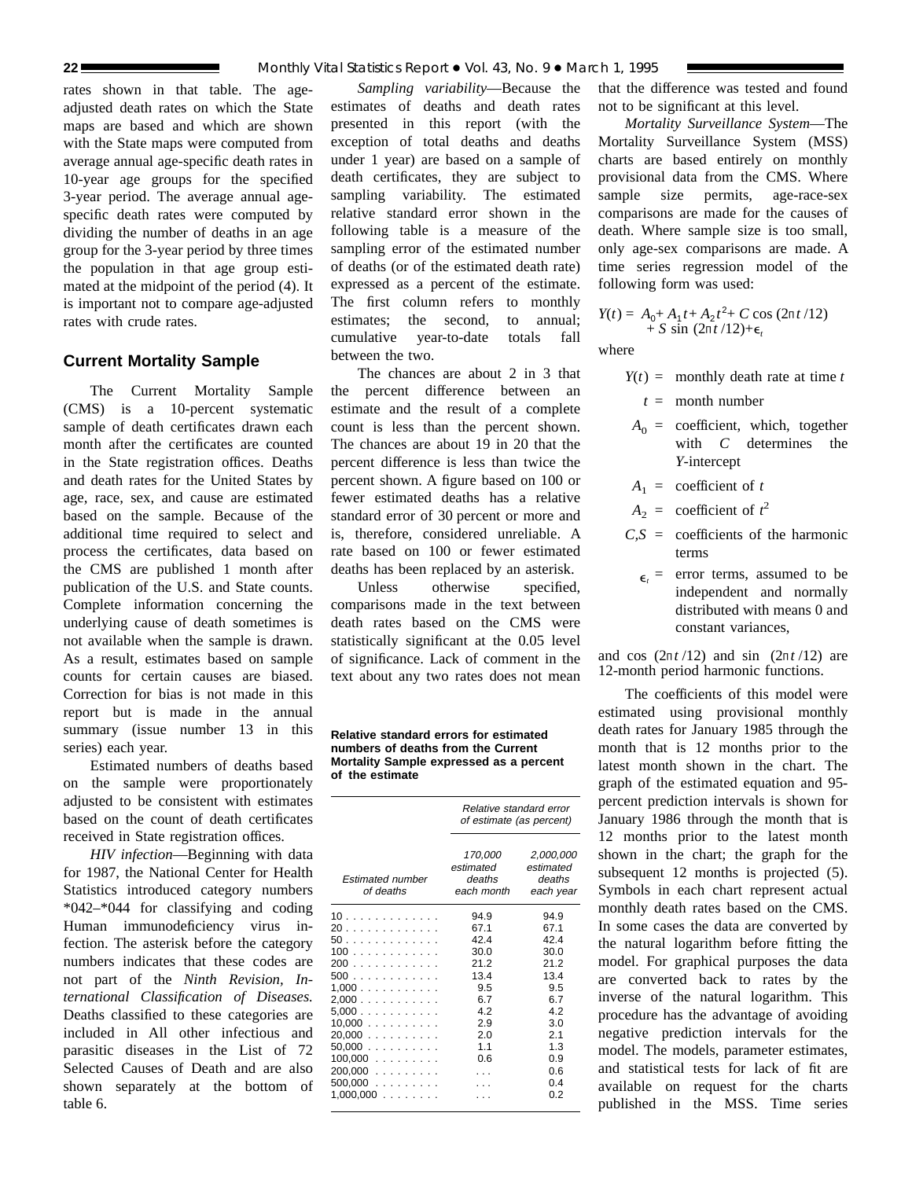rates shown in that table. The age-adjusted death rates on which the State maps are based and which are shown with the State maps were computed from average annual age-specific death rates in 10-year age groups for the specified 3-year period. The average annual age-specific death rates were computed by dividing the number of deaths in an age group for the 3-year period by three times the population in that age group estimated at the midpoint of the period (4). It is important not to compare age-adjusted rates with crude rates.

## Current Mortality Sample

The Current Mortality Sample (CMS) is a 10-percent systematic sample of death certificates drawn each month after the certificates are counted in the State registration offices. Deaths and death rates for the United States by age, race, sex, and cause are estimated based on the sample. Because of the additional time required to select and process the certificates, data based on the CMS are published 1 month after publication of the U.S. and State counts. Complete information concerning the underlying cause of death sometimes is not available when the sample is drawn. As a result, estimates based on sample counts for certain causes are biased. Correction for bias is not made in this report but is made in the annual summary (issue number 13 in this series) each year.

Estimated numbers of deaths based on the sample were proportionately adjusted to be consistent with estimates based on the count of death certificates received in State registration offices.

*HIV infection*—Beginning with data for 1987, the National Center for Health Statistics introduced category numbers *042–*044 for classifying and coding Human immunodeficiency virus infection. The asterisk before the category numbers indicates that these codes are not part of the *Ninth Revision, International Classification of Diseases.* Deaths classified to these categories are included in All other infectious and parasitic diseases in the List of 72 Selected Causes of Death and are also shown separately at the bottom of table 6.

*Sampling variability*—Because the estimates of deaths and death rates presented in this report (with the exception of total deaths and deaths under 1 year) are based on a sample of death certificates, they are subject to sampling variability. The estimated relative standard error shown in the following table is a measure of the sampling error of the estimated number of deaths (or of the estimated death rate) expressed as a percent of the estimate. The first column refers to monthly estimates; the second, to annual; cumulative year-to-date totals fall between the two.

The chances are about 2 in 3 that the percent difference between an estimate and the result of a complete count is less than the percent shown. The chances are about 19 in 20 that the percent difference is less than twice the percent shown. A figure based on 100 or fewer estimated deaths has a relative standard error of 30 percent or more and is, therefore, considered unreliable. A rate based on 100 or fewer estimated deaths has been replaced by an asterisk.

Unless otherwise specified, comparisons made in the text between death rates based on the CMS were statistically significant at the 0.05 level of significance. Lack of comment in the text about any two rates does not mean that the difference was tested and found not to be significant at this level.

**Relative standard errors for estimated numbers of deaths from the Current Mortality Sample expressed as a percent of the estimate**

| Estimated number of deaths | Relative standard error of estimate (as percent) | |
|---|---|---|
| | 170,000 estimated deaths each month | 2,000,000 estimated deaths each year |
| 10 | 94.9 | 94.9 |
| 20 | 67.1 | 67.1 |
| 50 | 42.4 | 42.4 |
| 100 | 30.0 | 30.0 |
| 200 | 21.2 | 21.2 |
| 500 | 13.4 | 13.4 |
| 1,000 | 9.5 | 9.5 |
| 2,000 | 6.7 | 6.7 |
| 5,000 | 4.2 | 4.2 |
| 10,000 | 2.9 | 3.0 |
| 20,000 | 2.0 | 2.1 |
| 50,000 | 1.1 | 1.3 |
| 100,000 | 0.6 | 0.9 |
| 200,000 | . . . | 0.6 |
| 500,000 | . . . | 0.4 |
| 1,000,000 | . . . | 0.2 |

*Mortality Surveillance System*—The Mortality Surveillance System (MSS) charts are based entirely on monthly provisional data from the CMS. Where sample size permits, age-race-sex comparisons are made for the causes of death. Where sample size is too small, only age-sex comparisons are made. A time series regression model of the following form was used:

$$Y(t) = A_0 + A_1 t + A_2 t^2 + C \cos(2\pi t/12) + S \sin(2\pi t/12) + \epsilon_t$$

where

- $Y(t)$ = monthly death rate at time $t$
- $t$ = month number
- $A_0$ = coefficient, which, together with $C$ determines the $Y$-intercept
- $A_1$ = coefficient of $t$
- $A_2$ = coefficient of $t^2$
- $C,S$ = coefficients of the harmonic terms
- $\epsilon_t$ = error terms, assumed to be independent and normally distributed with means 0 and constant variances,

and $\cos(2\pi t/12)$ and $\sin(2\pi t/12)$ are 12-month period harmonic functions.

The coefficients of this model were estimated using provisional monthly death rates for January 1985 through the month that is 12 months prior to the latest month shown in the chart. The graph of the estimated equation and 95-percent prediction intervals is shown for January 1986 through the month that is 12 months prior to the latest month shown in the chart; the graph for the subsequent 12 months is projected (5). Symbols in each chart represent actual monthly death rates based on the CMS. In some cases the data are converted by the natural logarithm before fitting the model. For graphical purposes the data are converted back to rates by the inverse of the natural logarithm. This procedure has the advantage of avoiding negative prediction intervals for the model. The models, parameter estimates, and statistical tests for lack of fit are available on request for the charts published in the MSS. Time series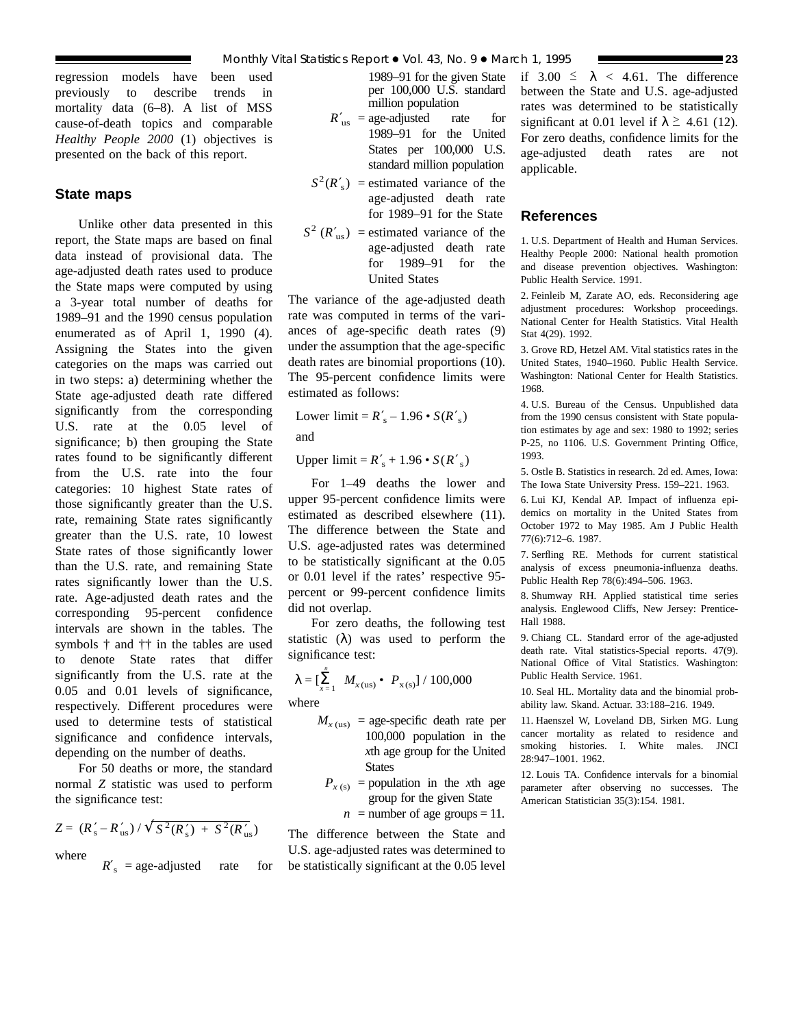regression models have been used previously to describe trends in mortality data (6–8). A list of MSS cause-of-death topics and comparable *Healthy People 2000* (1) objectives is presented on the back of this report.

## State maps

Unlike other data presented in this report, the State maps are based on final data instead of provisional data. The age-adjusted death rates used to produce the State maps were computed by using a 3-year total number of deaths for 1989–91 and the 1990 census population enumerated as of April 1, 1990 (4). Assigning the States into the given categories on the maps was carried out in two steps: a) determining whether the State age-adjusted death rate differed significantly from the corresponding U.S. rate at the 0.05 level of significance; b) then grouping the State rates found to be significantly different from the U.S. rate into the four categories: 10 highest State rates of those significantly greater than the U.S. rate, remaining State rates significantly greater than the U.S. rate, 10 lowest State rates of those significantly lower than the U.S. rate, and remaining State rates significantly lower than the U.S. rate. Age-adjusted death rates and the corresponding 95-percent confidence intervals are shown in the tables. The symbols † and †† in the tables are used to denote State rates that differ significantly from the U.S. rate at the 0.05 and 0.01 levels of significance, respectively. Different procedures were used to determine tests of statistical significance and confidence intervals, depending on the number of deaths.

For 50 deaths or more, the standard normal *Z* statistic was used to perform the significance test:

$$Z = (R'_s - R'_{us}) / \sqrt{S^2(R'_s) + S^2(R'_{us})}$$

where

$R'_s$ = age-adjusted rate for 1989–91 for the given State per 100,000 U.S. standard million population

$R'_{us}$ = age-adjusted rate for 1989–91 for the United States per 100,000 U.S. standard million population

$S^2(R'_s)$ = estimated variance of the age-adjusted death rate for 1989–91 for the State

$S^2(R'_{us})$ = estimated variance of the age-adjusted death rate for 1989–91 for the United States

The variance of the age-adjusted death rate was computed in terms of the variances of age-specific death rates (9) under the assumption that the age-specific death rates are binomial proportions (10). The 95-percent confidence limits were estimated as follows:

$$\text{Lower limit} = R'_s - 1.96 \cdot S(R'_s)$$

and

$$\text{Upper limit} = R'_s + 1.96 \cdot S(R'_s)$$

For 1–49 deaths the lower and upper 95-percent confidence limits were estimated as described elsewhere (11). The difference between the State and U.S. age-adjusted rates was determined to be statistically significant at the 0.05 or 0.01 level if the rates' respective 95-percent or 99-percent confidence limits did not overlap.

For zero deaths, the following test statistic (λ) was used to perform the significance test:

$$\lambda = [\sum_{x=1}^{n} M_{x(us)} \cdot P_{x(s)}] / 100{,}000$$

where

$M_{x(us)}$ = age-specific death rate per 100,000 population in the *x*th age group for the United States

$P_{x(s)}$ = population in the *x*th age group for the given State

$n$ = number of age groups = 11.

The difference between the State and U.S. age-adjusted rates was determined to be statistically significant at the 0.05 level if $3.00 \leq \lambda < 4.61$. The difference between the State and U.S. age-adjusted rates was determined to be statistically significant at 0.01 level if $\lambda \geq 4.61$ (12). For zero deaths, confidence limits for the age-adjusted death rates are not applicable.

## References

1. U.S. Department of Health and Human Services. Healthy People 2000: National health promotion and disease prevention objectives. Washington: Public Health Service. 1991.

2. Feinleib M, Zarate AO, eds. Reconsidering age adjustment procedures: Workshop proceedings. National Center for Health Statistics. Vital Health Stat 4(29). 1992.

3. Grove RD, Hetzel AM. Vital statistics rates in the United States, 1940–1960. Public Health Service. Washington: National Center for Health Statistics. 1968.

4. U.S. Bureau of the Census. Unpublished data from the 1990 census consistent with State population estimates by age and sex: 1980 to 1992; series P-25, no 1106. U.S. Government Printing Office, 1993.

5. Ostle B. Statistics in research. 2d ed. Ames, Iowa: The Iowa State University Press. 159–221. 1963.

6. Lui KJ, Kendal AP. Impact of influenza epidemics on mortality in the United States from October 1972 to May 1985. Am J Public Health 77(6):712–6. 1987.

7. Serfling RE. Methods for current statistical analysis of excess pneumonia-influenza deaths. Public Health Rep 78(6):494–506. 1963.

8. Shumway RH. Applied statistical time series analysis. Englewood Cliffs, New Jersey: Prentice-Hall 1988.

9. Chiang CL. Standard error of the age-adjusted death rate. Vital statistics-Special reports. 47(9). National Office of Vital Statistics. Washington: Public Health Service. 1961.

10. Seal HL. Mortality data and the binomial probability law. Skand. Actuar. 33:188–216. 1949.

11. Haenszel W, Loveland DB, Sirken MG. Lung cancer mortality as related to residence and smoking histories. I. White males. JNCI 28:947–1001. 1962.

12. Louis TA. Confidence intervals for a binomial parameter after observing no successes. The American Statistician 35(3):154. 1981.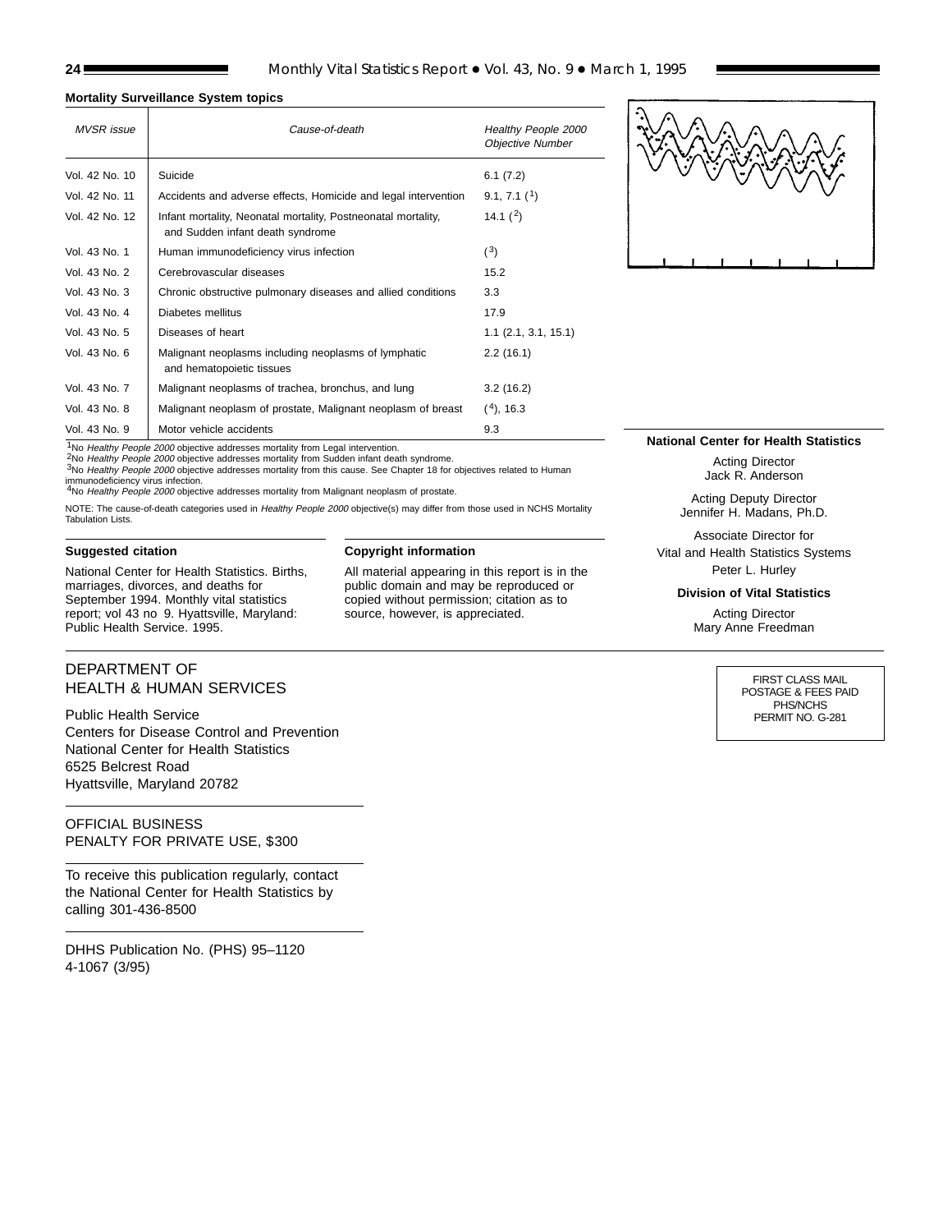**Mortality Surveillance System topics**

| *MVSR issue* | *Cause-of-death* | *Healthy People 2000 Objective Number* |
| --- | --- | --- |
| Vol. 42 No. 10 | Suicide | 6.1 (7.2) |
| Vol. 42 No. 11 | Accidents and adverse effects, Homicide and legal intervention | 9.1, 7.1 ([1]) |
| Vol. 42 No. 12 | Infant mortality, Neonatal mortality, Postneonatal mortality, and Sudden infant death syndrome | 14.1 ([2]) |
| Vol. 43 No. 1 | Human immunodeficiency virus infection | ([3]) |
| Vol. 43 No. 2 | Cerebrovascular diseases | 15.2 |
| Vol. 43 No. 3 | Chronic obstructive pulmonary diseases and allied conditions | 3.3 |
| Vol. 43 No. 4 | Diabetes mellitus | 17.9 |
| Vol. 43 No. 5 | Diseases of heart | 1.1 (2.1, 3.1, 15.1) |
| Vol. 43 No. 6 | Malignant neoplasms including neoplasms of lymphatic and hematopoietic tissues | 2.2 (16.1) |
| Vol. 43 No. 7 | Malignant neoplasms of trachea, bronchus, and lung | 3.2 (16.2) |
| Vol. 43 No. 8 | Malignant neoplasm of prostate, Malignant neoplasm of breast | ([4]), 16.3 |
| Vol. 43 No. 9 | Motor vehicle accidents | 9.3 |

[1]No *Healthy People 2000* objective addresses mortality from Legal intervention.
[2]No *Healthy People 2000* objective addresses mortality from Sudden infant death syndrome.
[3]No *Healthy People 2000* objective addresses mortality from this cause. See Chapter 18 for objectives related to Human immunodeficiency virus infection.
[4]No *Healthy People 2000* objective addresses mortality from Malignant neoplasm of prostate.

NOTE: The cause-of-death categories used in *Healthy People 2000* objective(s) may differ from those used in NCHS Mortality Tabulation Lists.

**Suggested citation**

National Center for Health Statistics. Births, marriages, divorces, and deaths for September 1994. Monthly vital statistics report; vol 43 no 9. Hyattsville, Maryland: Public Health Service. 1995.

**Copyright information**

All material appearing in this report is in the public domain and may be reproduced or copied without permission; citation as to source, however, is appreciated.

**National Center for Health Statistics**

Acting Director
Jack R. Anderson

Acting Deputy Director
Jennifer H. Madans, Ph.D.

Associate Director for
Vital and Health Statistics Systems
Peter L. Hurley

**Division of Vital Statistics**

Acting Director
Mary Anne Freedman

DEPARTMENT OF
HEALTH & HUMAN SERVICES

Public Health Service
Centers for Disease Control and Prevention
National Center for Health Statistics
6525 Belcrest Road
Hyattsville, Maryland 20782

OFFICIAL BUSINESS
PENALTY FOR PRIVATE USE, $300

To receive this publication regularly, contact the National Center for Health Statistics by calling 301-436-8500

DHHS Publication No. (PHS) 95–1120
4-1067 (3/95)

FIRST CLASS MAIL
POSTAGE & FEES PAID
PHS/NCHS
PERMIT NO. G-281